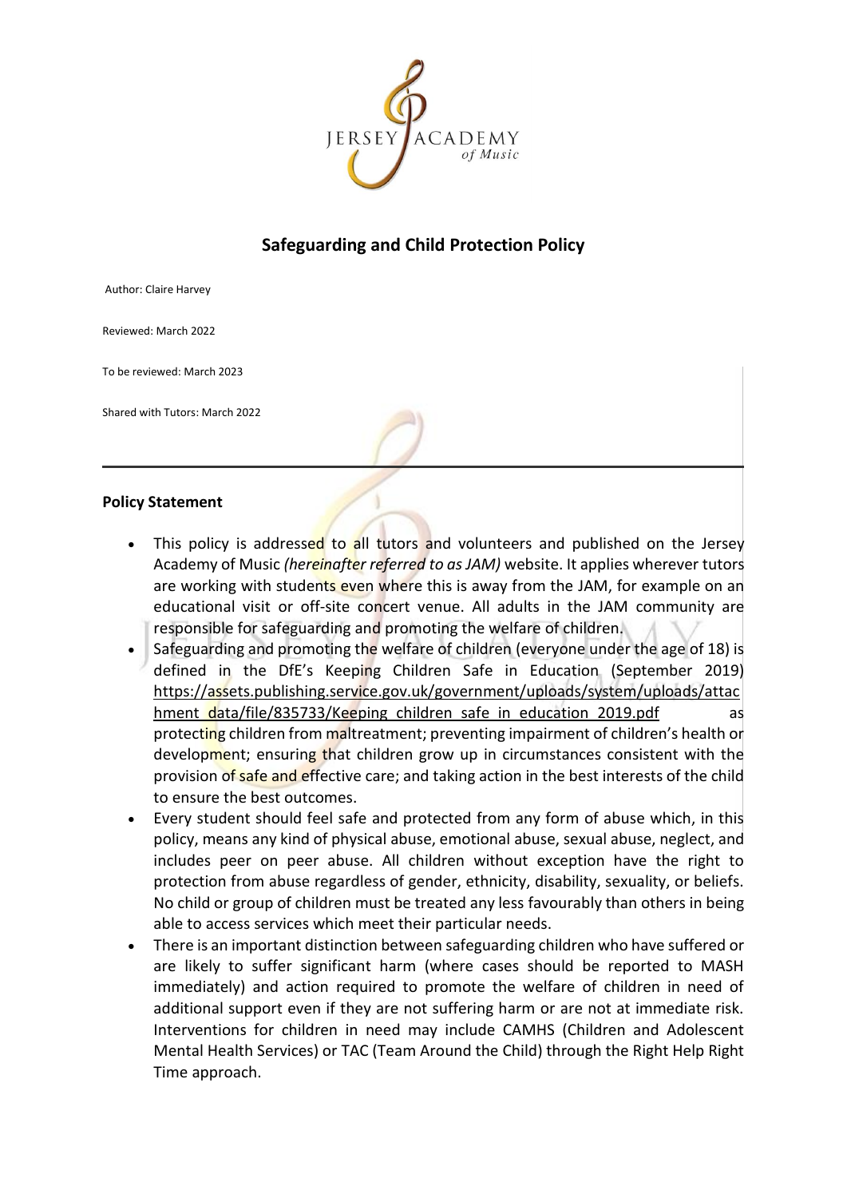# Safeguarding and Child Protection Policy

Author: Claire Harvey

Reviewed: March 2022

To be reviewed: March 2023

Shared with Tutors: March 2022

---

**Policy Statement**

- This policy is addressed to all tutors and volunteers and published on the Jersey Academy of Music *(hereinafter referred to as JAM)* website. It applies wherever tutors are working with students even where this is away from the JAM, for example on an educational visit or off-site concert venue. All adults in the JAM community are responsible for safeguarding and promoting the welfare of children.
- Safeguarding and promoting the welfare of children (everyone under the age of 18) is defined in the DfE's Keeping Children Safe in Education (September 2019) https://assets.publishing.service.gov.uk/government/uploads/system/uploads/attachment_data/file/835733/Keeping_children_safe_in_education_2019.pdf as protecting children from maltreatment; preventing impairment of children's health or development; ensuring that children grow up in circumstances consistent with the provision of safe and effective care; and taking action in the best interests of the child to ensure the best outcomes.
- Every student should feel safe and protected from any form of abuse which, in this policy, means any kind of physical abuse, emotional abuse, sexual abuse, neglect, and includes peer on peer abuse. All children without exception have the right to protection from abuse regardless of gender, ethnicity, disability, sexuality, or beliefs. No child or group of children must be treated any less favourably than others in being able to access services which meet their particular needs.
- There is an important distinction between safeguarding children who have suffered or are likely to suffer significant harm (where cases should be reported to MASH immediately) and action required to promote the welfare of children in need of additional support even if they are not suffering harm or are not at immediate risk. Interventions for children in need may include CAMHS (Children and Adolescent Mental Health Services) or TAC (Team Around the Child) through the Right Help Right Time approach.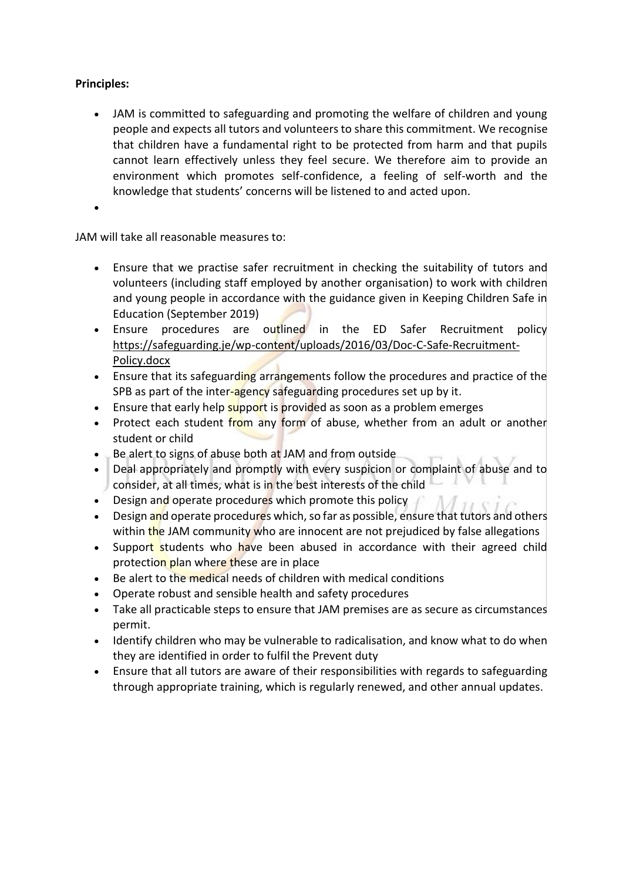**Principles:**

- JAM is committed to safeguarding and promoting the welfare of children and young people and expects all tutors and volunteers to share this commitment. We recognise that children have a fundamental right to be protected from harm and that pupils cannot learn effectively unless they feel secure. We therefore aim to provide an environment which promotes self-confidence, a feeling of self-worth and the knowledge that students' concerns will be listened to and acted upon.

JAM will take all reasonable measures to:

- Ensure that we practise safer recruitment in checking the suitability of tutors and volunteers (including staff employed by another organisation) to work with children and young people in accordance with the guidance given in Keeping Children Safe in Education (September 2019)
- Ensure procedures are outlined in the ED Safer Recruitment policy https://safeguarding.je/wp-content/uploads/2016/03/Doc-C-Safe-Recruitment-Policy.docx
- Ensure that its safeguarding arrangements follow the procedures and practice of the SPB as part of the inter-agency safeguarding procedures set up by it.
- Ensure that early help support is provided as soon as a problem emerges
- Protect each student from any form of abuse, whether from an adult or another student or child
- Be alert to signs of abuse both at JAM and from outside
- Deal appropriately and promptly with every suspicion or complaint of abuse and to consider, at all times, what is in the best interests of the child
- Design and operate procedures which promote this policy
- Design and operate procedures which, so far as possible, ensure that tutors and others within the JAM community who are innocent are not prejudiced by false allegations
- Support students who have been abused in accordance with their agreed child protection plan where these are in place
- Be alert to the medical needs of children with medical conditions
- Operate robust and sensible health and safety procedures
- Take all practicable steps to ensure that JAM premises are as secure as circumstances permit.
- Identify children who may be vulnerable to radicalisation, and know what to do when they are identified in order to fulfil the Prevent duty
- Ensure that all tutors are aware of their responsibilities with regards to safeguarding through appropriate training, which is regularly renewed, and other annual updates.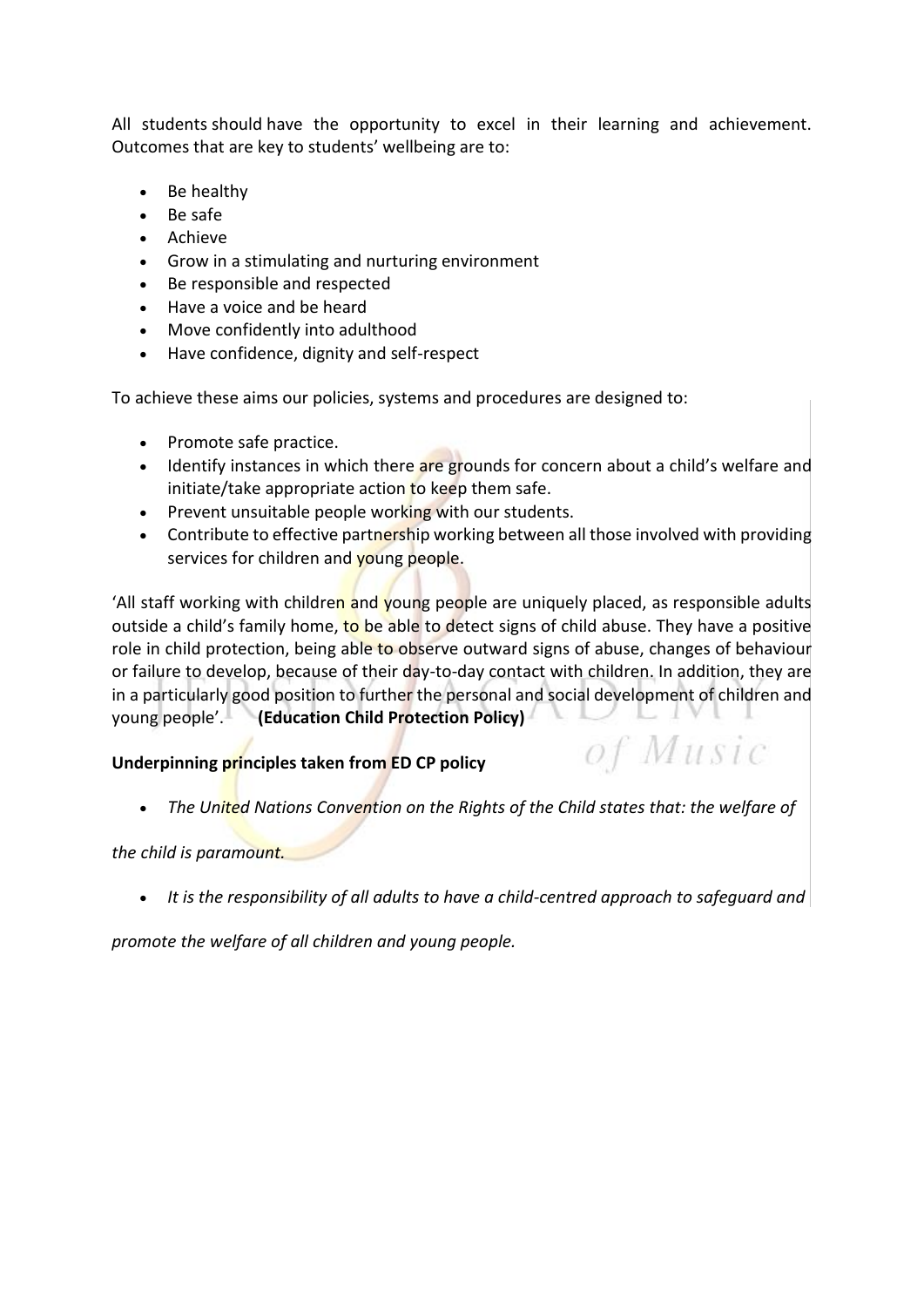All students should have the opportunity to excel in their learning and achievement. Outcomes that are key to students' wellbeing are to:

- Be healthy
- Be safe
- Achieve
- Grow in a stimulating and nurturing environment
- Be responsible and respected
- Have a voice and be heard
- Move confidently into adulthood
- Have confidence, dignity and self-respect

To achieve these aims our policies, systems and procedures are designed to:

- Promote safe practice.
- Identify instances in which there are grounds for concern about a child's welfare and initiate/take appropriate action to keep them safe.
- Prevent unsuitable people working with our students.
- Contribute to effective partnership working between all those involved with providing services for children and young people.

'All staff working with children and young people are uniquely placed, as responsible adults outside a child's family home, to be able to detect signs of child abuse. They have a positive role in child protection, being able to observe outward signs of abuse, changes of behaviour or failure to develop, because of their day-to-day contact with children. In addition, they are in a particularly good position to further the personal and social development of children and young people'. **(Education Child Protection Policy)**

**Underpinning principles taken from ED CP policy**

- *The United Nations Convention on the Rights of the Child states that: the welfare of the child is paramount.*
- *It is the responsibility of all adults to have a child-centred approach to safeguard and promote the welfare of all children and young people.*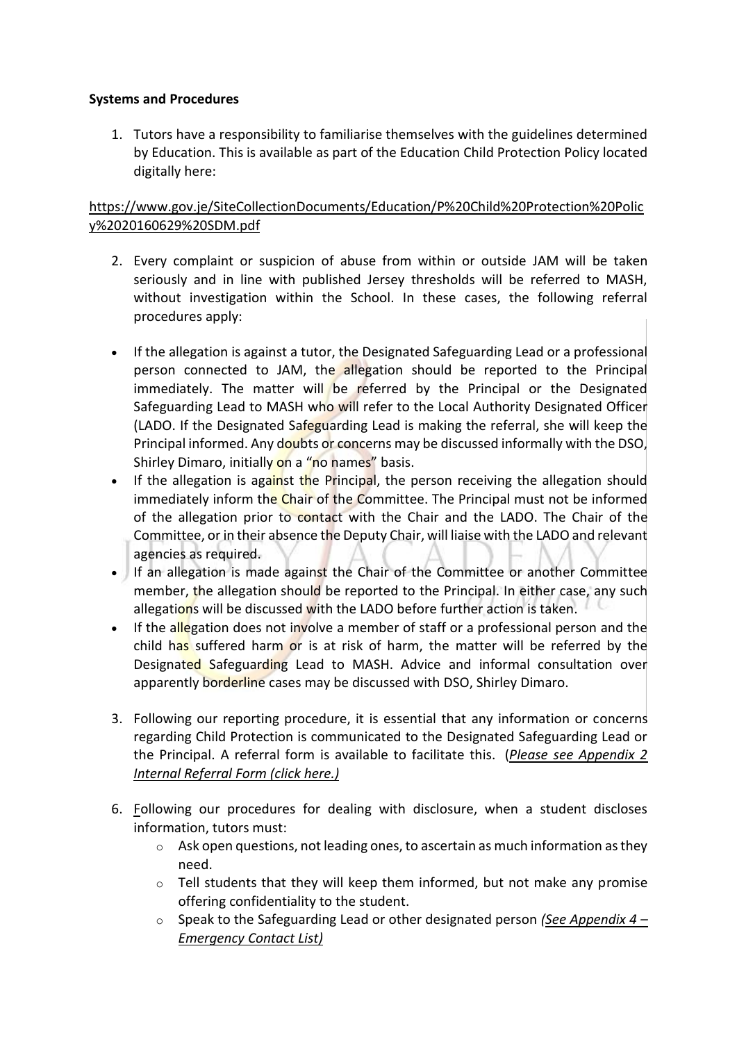**Systems and Procedures**

1. Tutors have a responsibility to familiarise themselves with the guidelines determined by Education. This is available as part of the Education Child Protection Policy located digitally here:

https://www.gov.je/SiteCollectionDocuments/Education/P%20Child%20Protection%20Policy%2020160629%20SDM.pdf

2. Every complaint or suspicion of abuse from within or outside JAM will be taken seriously and in line with published Jersey thresholds will be referred to MASH, without investigation within the School. In these cases, the following referral procedures apply:

- If the allegation is against a tutor, the Designated Safeguarding Lead or a professional person connected to JAM, the allegation should be reported to the Principal immediately. The matter will be referred by the Principal or the Designated Safeguarding Lead to MASH who will refer to the Local Authority Designated Officer (LADO. If the Designated Safeguarding Lead is making the referral, she will keep the Principal informed. Any doubts or concerns may be discussed informally with the DSO, Shirley Dimaro, initially on a "no names" basis.
- If the allegation is against the Principal, the person receiving the allegation should immediately inform the Chair of the Committee. The Principal must not be informed of the allegation prior to contact with the Chair and the LADO. The Chair of the Committee, or in their absence the Deputy Chair, will liaise with the LADO and relevant agencies as required.
- If an allegation is made against the Chair of the Committee or another Committee member, the allegation should be reported to the Principal. In either case, any such allegations will be discussed with the LADO before further action is taken.
- If the allegation does not involve a member of staff or a professional person and the child has suffered harm or is at risk of harm, the matter will be referred by the Designated Safeguarding Lead to MASH. Advice and informal consultation over apparently borderline cases may be discussed with DSO, Shirley Dimaro.

3. Following our reporting procedure, it is essential that any information or concerns regarding Child Protection is communicated to the Designated Safeguarding Lead or the Principal. A referral form is available to facilitate this. (*Please see Appendix 2 Internal Referral Form (click here.)*)

6. Following our procedures for dealing with disclosure, when a student discloses information, tutors must:
   - Ask open questions, not leading ones, to ascertain as much information as they need.
   - Tell students that they will keep them informed, but not make any promise offering confidentiality to the student.
   - Speak to the Safeguarding Lead or other designated person *(See Appendix 4 – Emergency Contact List)*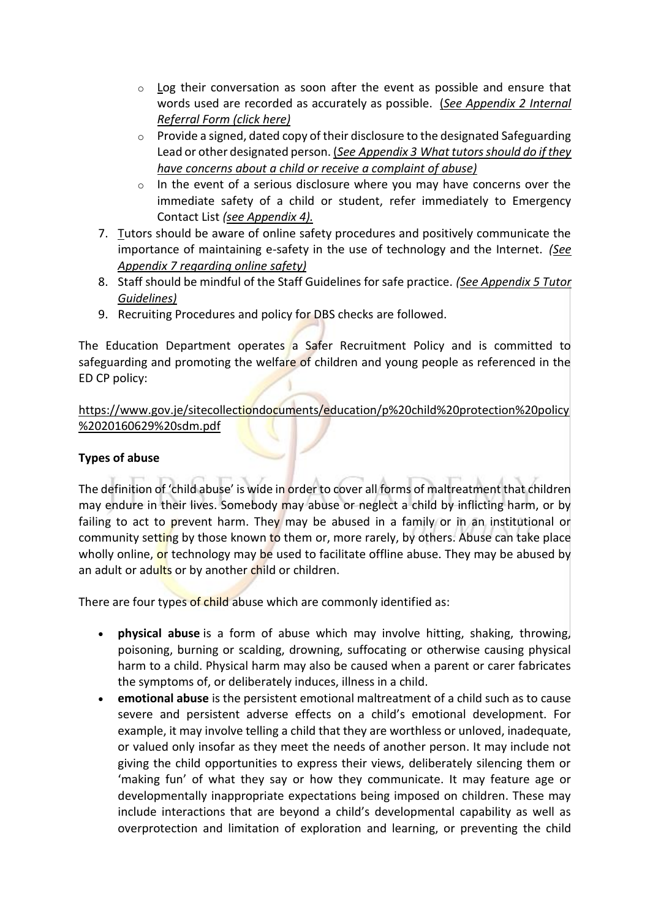- Log their conversation as soon after the event as possible and ensure that words used are recorded as accurately as possible. (*See Appendix 2 Internal Referral Form (click here)*)
   - Provide a signed, dated copy of their disclosure to the designated Safeguarding Lead or other designated person. (*See Appendix 3 What tutors should do if they have concerns about a child or receive a complaint of abuse)*
   - In the event of a serious disclosure where you may have concerns over the immediate safety of a child or student, refer immediately to Emergency Contact List *(see Appendix 4).*
7. Tutors should be aware of online safety procedures and positively communicate the importance of maintaining e-safety in the use of technology and the Internet. *(See Appendix 7 regarding online safety)*
8. Staff should be mindful of the Staff Guidelines for safe practice. *(See Appendix 5 Tutor Guidelines)*
9. Recruiting Procedures and policy for DBS checks are followed.

The Education Department operates a Safer Recruitment Policy and is committed to safeguarding and promoting the welfare of children and young people as referenced in the ED CP policy:

https://www.gov.je/sitecollectiondocuments/education/p%20child%20protection%20policy%2020160629%20sdm.pdf

**Types of abuse**

The definition of 'child abuse' is wide in order to cover all forms of maltreatment that children may endure in their lives. Somebody may abuse or neglect a child by inflicting harm, or by failing to act to prevent harm. They may be abused in a family or in an institutional or community setting by those known to them or, more rarely, by others. Abuse can take place wholly online, or technology may be used to facilitate offline abuse. They may be abused by an adult or adults or by another child or children.

There are four types of child abuse which are commonly identified as:

- **physical abuse** is a form of abuse which may involve hitting, shaking, throwing, poisoning, burning or scalding, drowning, suffocating or otherwise causing physical harm to a child. Physical harm may also be caused when a parent or carer fabricates the symptoms of, or deliberately induces, illness in a child.
- **emotional abuse** is the persistent emotional maltreatment of a child such as to cause severe and persistent adverse effects on a child's emotional development. For example, it may involve telling a child that they are worthless or unloved, inadequate, or valued only insofar as they meet the needs of another person. It may include not giving the child opportunities to express their views, deliberately silencing them or 'making fun' of what they say or how they communicate. It may feature age or developmentally inappropriate expectations being imposed on children. These may include interactions that are beyond a child's developmental capability as well as overprotection and limitation of exploration and learning, or preventing the child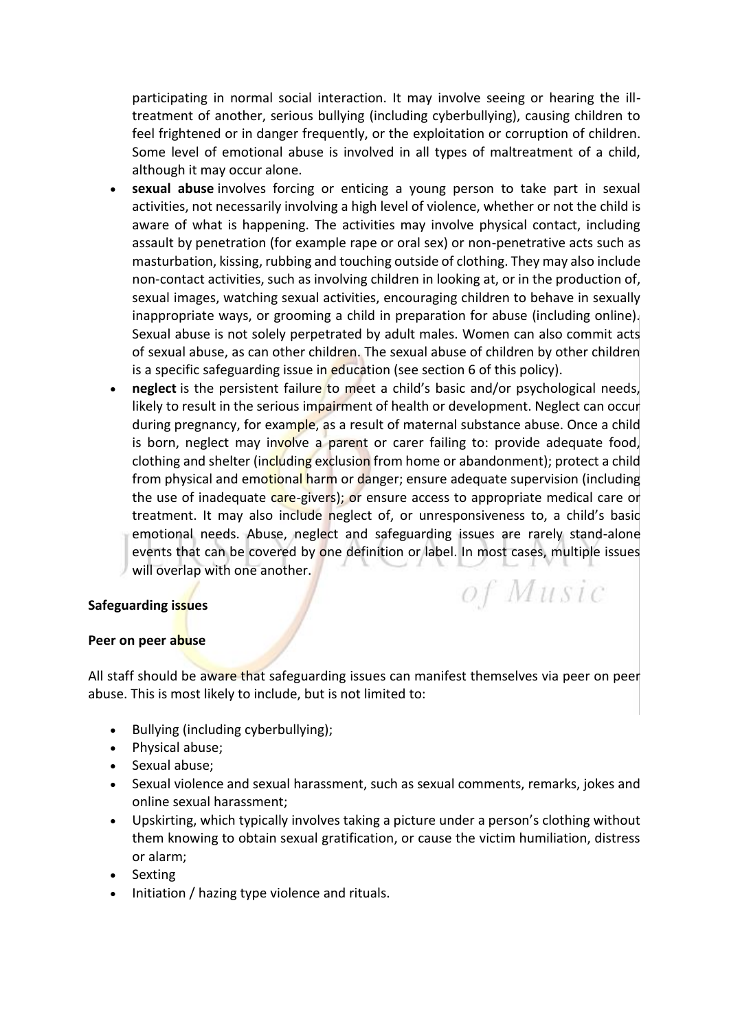participating in normal social interaction. It may involve seeing or hearing the ill-treatment of another, serious bullying (including cyberbullying), causing children to feel frightened or in danger frequently, or the exploitation or corruption of children. Some level of emotional abuse is involved in all types of maltreatment of a child, although it may occur alone.

- **sexual abuse** involves forcing or enticing a young person to take part in sexual activities, not necessarily involving a high level of violence, whether or not the child is aware of what is happening. The activities may involve physical contact, including assault by penetration (for example rape or oral sex) or non-penetrative acts such as masturbation, kissing, rubbing and touching outside of clothing. They may also include non-contact activities, such as involving children in looking at, or in the production of, sexual images, watching sexual activities, encouraging children to behave in sexually inappropriate ways, or grooming a child in preparation for abuse (including online). Sexual abuse is not solely perpetrated by adult males. Women can also commit acts of sexual abuse, as can other children. The sexual abuse of children by other children is a specific safeguarding issue in education (see section 6 of this policy).
- **neglect** is the persistent failure to meet a child's basic and/or psychological needs, likely to result in the serious impairment of health or development. Neglect can occur during pregnancy, for example, as a result of maternal substance abuse. Once a child is born, neglect may involve a parent or carer failing to: provide adequate food, clothing and shelter (including exclusion from home or abandonment); protect a child from physical and emotional harm or danger; ensure adequate supervision (including the use of inadequate care-givers); or ensure access to appropriate medical care or treatment. It may also include neglect of, or unresponsiveness to, a child's basic emotional needs. Abuse, neglect and safeguarding issues are rarely stand-alone events that can be covered by one definition or label. In most cases, multiple issues will overlap with one another.

**Safeguarding issues**

**Peer on peer abuse**

All staff should be aware that safeguarding issues can manifest themselves via peer on peer abuse. This is most likely to include, but is not limited to:

- Bullying (including cyberbullying);
- Physical abuse;
- Sexual abuse;
- Sexual violence and sexual harassment, such as sexual comments, remarks, jokes and online sexual harassment;
- Upskirting, which typically involves taking a picture under a person's clothing without them knowing to obtain sexual gratification, or cause the victim humiliation, distress or alarm;
- Sexting
- Initiation / hazing type violence and rituals.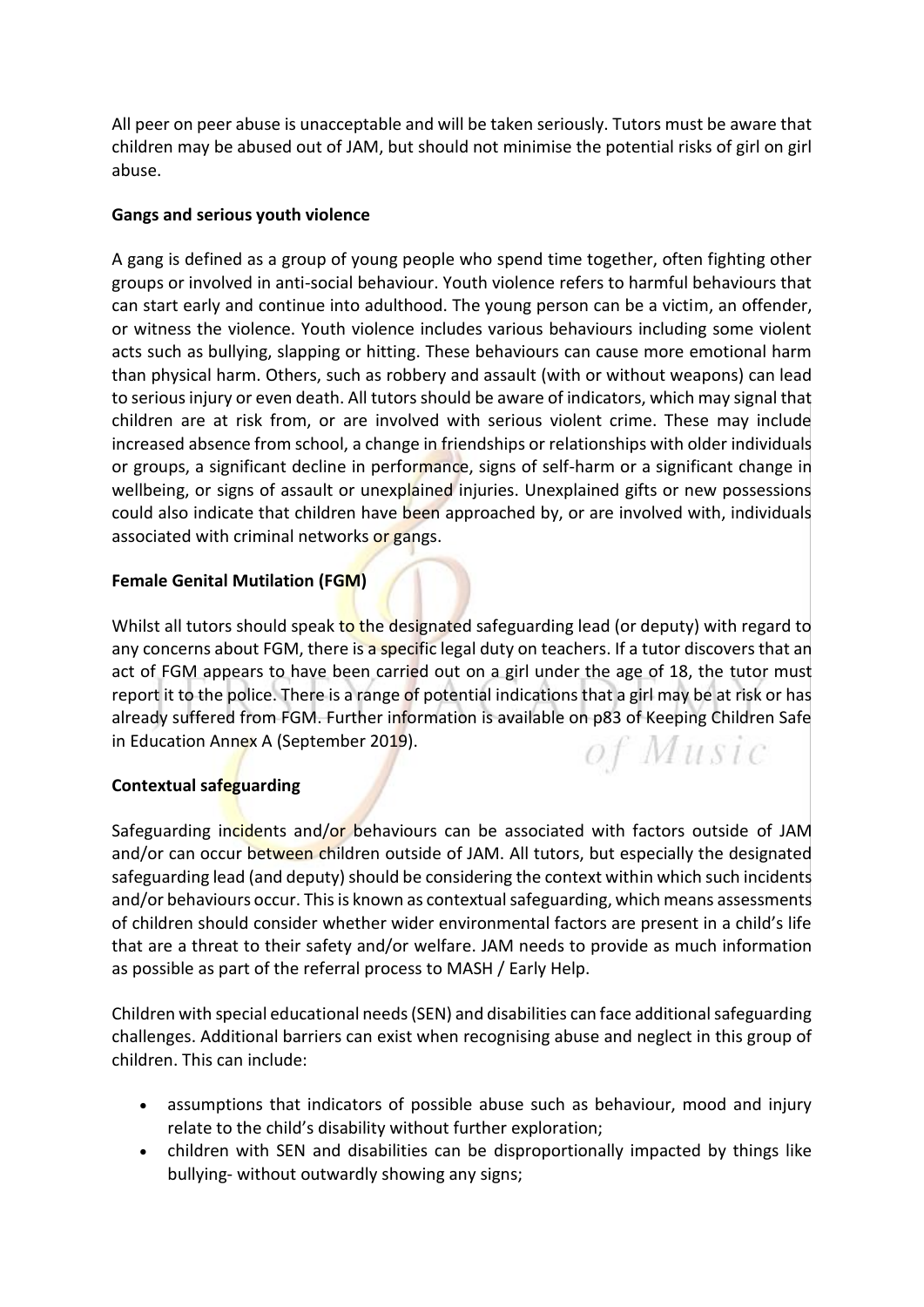All peer on peer abuse is unacceptable and will be taken seriously. Tutors must be aware that children may be abused out of JAM, but should not minimise the potential risks of girl on girl abuse.

**Gangs and serious youth violence**

A gang is defined as a group of young people who spend time together, often fighting other groups or involved in anti-social behaviour. Youth violence refers to harmful behaviours that can start early and continue into adulthood. The young person can be a victim, an offender, or witness the violence. Youth violence includes various behaviours including some violent acts such as bullying, slapping or hitting. These behaviours can cause more emotional harm than physical harm. Others, such as robbery and assault (with or without weapons) can lead to serious injury or even death. All tutors should be aware of indicators, which may signal that children are at risk from, or are involved with serious violent crime. These may include increased absence from school, a change in friendships or relationships with older individuals or groups, a significant decline in performance, signs of self-harm or a significant change in wellbeing, or signs of assault or unexplained injuries. Unexplained gifts or new possessions could also indicate that children have been approached by, or are involved with, individuals associated with criminal networks or gangs.

**Female Genital Mutilation (FGM)**

Whilst all tutors should speak to the designated safeguarding lead (or deputy) with regard to any concerns about FGM, there is a specific legal duty on teachers. If a tutor discovers that an act of FGM appears to have been carried out on a girl under the age of 18, the tutor must report it to the police. There is a range of potential indications that a girl may be at risk or has already suffered from FGM. Further information is available on p83 of Keeping Children Safe in Education Annex A (September 2019).

**Contextual safeguarding**

Safeguarding incidents and/or behaviours can be associated with factors outside of JAM and/or can occur between children outside of JAM. All tutors, but especially the designated safeguarding lead (and deputy) should be considering the context within which such incidents and/or behaviours occur. This is known as contextual safeguarding, which means assessments of children should consider whether wider environmental factors are present in a child's life that are a threat to their safety and/or welfare. JAM needs to provide as much information as possible as part of the referral process to MASH / Early Help.

Children with special educational needs (SEN) and disabilities can face additional safeguarding challenges. Additional barriers can exist when recognising abuse and neglect in this group of children. This can include:

- assumptions that indicators of possible abuse such as behaviour, mood and injury relate to the child's disability without further exploration;
- children with SEN and disabilities can be disproportionally impacted by things like bullying- without outwardly showing any signs;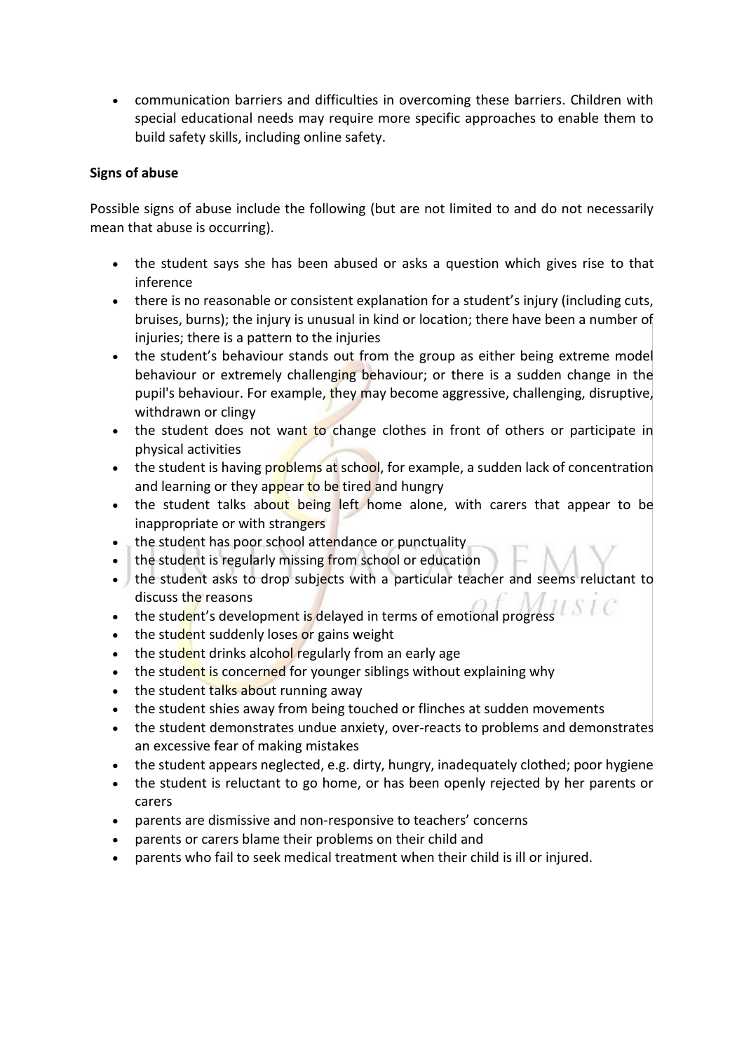- communication barriers and difficulties in overcoming these barriers. Children with special educational needs may require more specific approaches to enable them to build safety skills, including online safety.

**Signs of abuse**

Possible signs of abuse include the following (but are not limited to and do not necessarily mean that abuse is occurring).

- the student says she has been abused or asks a question which gives rise to that inference
- there is no reasonable or consistent explanation for a student's injury (including cuts, bruises, burns); the injury is unusual in kind or location; there have been a number of injuries; there is a pattern to the injuries
- the student's behaviour stands out from the group as either being extreme model behaviour or extremely challenging behaviour; or there is a sudden change in the pupil's behaviour. For example, they may become aggressive, challenging, disruptive, withdrawn or clingy
- the student does not want to change clothes in front of others or participate in physical activities
- the student is having problems at school, for example, a sudden lack of concentration and learning or they appear to be tired and hungry
- the student talks about being left home alone, with carers that appear to be inappropriate or with strangers
- the student has poor school attendance or punctuality
- the student is regularly missing from school or education
- the student asks to drop subjects with a particular teacher and seems reluctant to discuss the reasons
- the student's development is delayed in terms of emotional progress
- the student suddenly loses or gains weight
- the student drinks alcohol regularly from an early age
- the student is concerned for younger siblings without explaining why
- the student talks about running away
- the student shies away from being touched or flinches at sudden movements
- the student demonstrates undue anxiety, over-reacts to problems and demonstrates an excessive fear of making mistakes
- the student appears neglected, e.g. dirty, hungry, inadequately clothed; poor hygiene
- the student is reluctant to go home, or has been openly rejected by her parents or carers
- parents are dismissive and non-responsive to teachers' concerns
- parents or carers blame their problems on their child and
- parents who fail to seek medical treatment when their child is ill or injured.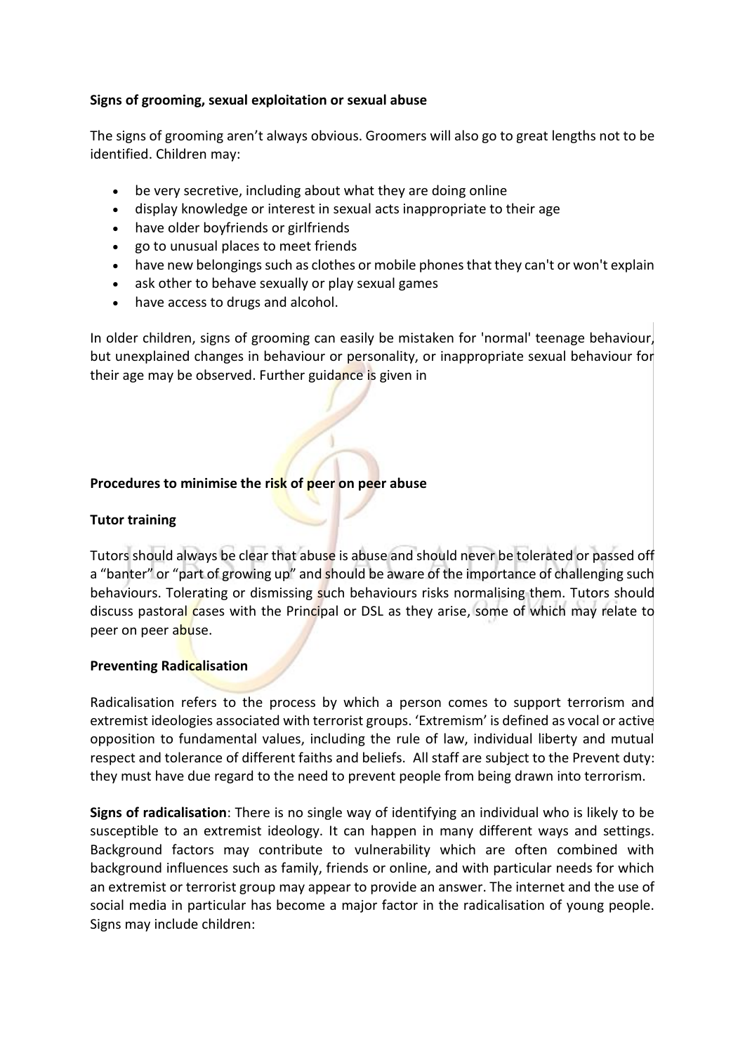**Signs of grooming, sexual exploitation or sexual abuse**

The signs of grooming aren't always obvious. Groomers will also go to great lengths not to be identified. Children may:

- be very secretive, including about what they are doing online
- display knowledge or interest in sexual acts inappropriate to their age
- have older boyfriends or girlfriends
- go to unusual places to meet friends
- have new belongings such as clothes or mobile phones that they can't or won't explain
- ask other to behave sexually or play sexual games
- have access to drugs and alcohol.

In older children, signs of grooming can easily be mistaken for 'normal' teenage behaviour, but unexplained changes in behaviour or personality, or inappropriate sexual behaviour for their age may be observed. Further guidance is given in

**Procedures to minimise the risk of peer on peer abuse**

**Tutor training**

Tutors should always be clear that abuse is abuse and should never be tolerated or passed off a "banter" or "part of growing up" and should be aware of the importance of challenging such behaviours. Tolerating or dismissing such behaviours risks normalising them. Tutors should discuss pastoral cases with the Principal or DSL as they arise, some of which may relate to peer on peer abuse.

**Preventing Radicalisation**

Radicalisation refers to the process by which a person comes to support terrorism and extremist ideologies associated with terrorist groups. 'Extremism' is defined as vocal or active opposition to fundamental values, including the rule of law, individual liberty and mutual respect and tolerance of different faiths and beliefs. All staff are subject to the Prevent duty: they must have due regard to the need to prevent people from being drawn into terrorism.

**Signs of radicalisation**: There is no single way of identifying an individual who is likely to be susceptible to an extremist ideology. It can happen in many different ways and settings. Background factors may contribute to vulnerability which are often combined with background influences such as family, friends or online, and with particular needs for which an extremist or terrorist group may appear to provide an answer. The internet and the use of social media in particular has become a major factor in the radicalisation of young people. Signs may include children: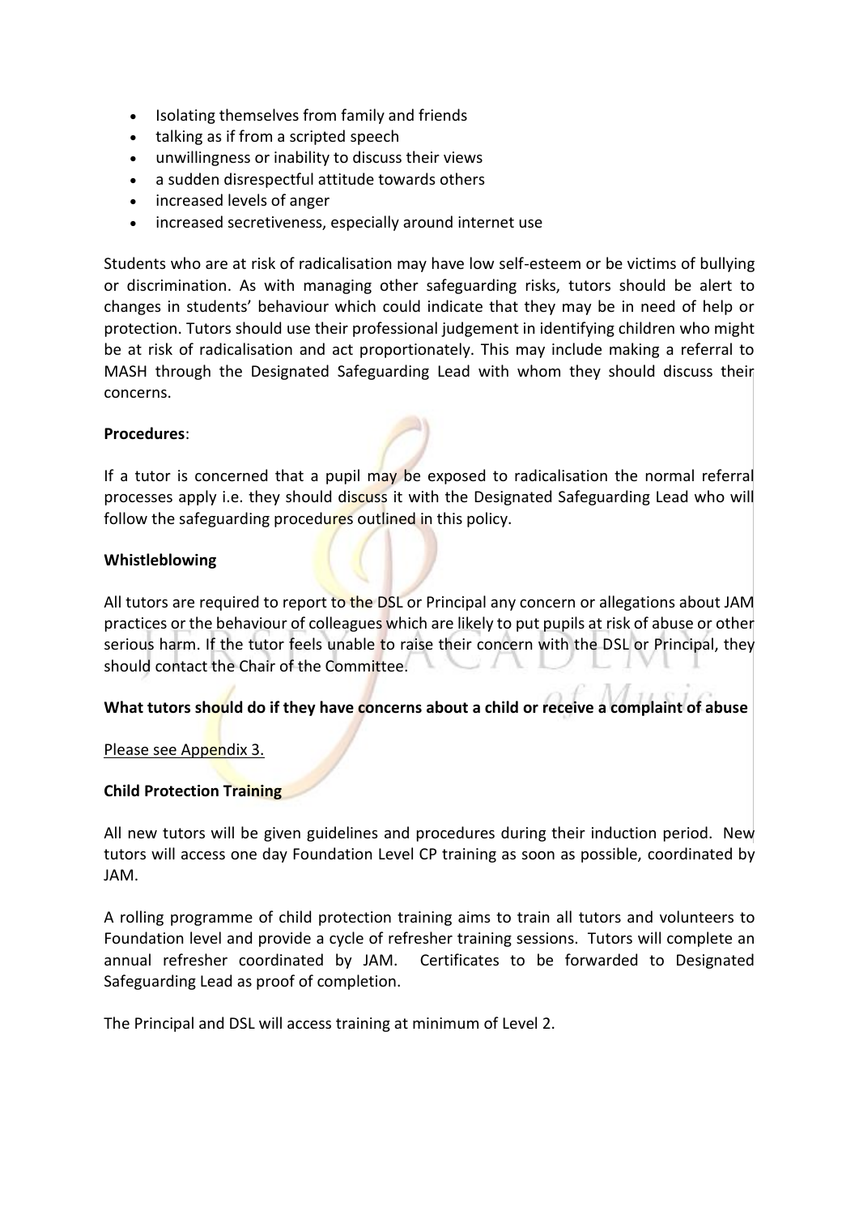- Isolating themselves from family and friends
- talking as if from a scripted speech
- unwillingness or inability to discuss their views
- a sudden disrespectful attitude towards others
- increased levels of anger
- increased secretiveness, especially around internet use

Students who are at risk of radicalisation may have low self-esteem or be victims of bullying or discrimination. As with managing other safeguarding risks, tutors should be alert to changes in students' behaviour which could indicate that they may be in need of help or protection. Tutors should use their professional judgement in identifying children who might be at risk of radicalisation and act proportionately. This may include making a referral to MASH through the Designated Safeguarding Lead with whom they should discuss their concerns.

**Procedures**:

If a tutor is concerned that a pupil may be exposed to radicalisation the normal referral processes apply i.e. they should discuss it with the Designated Safeguarding Lead who will follow the safeguarding procedures outlined in this policy.

**Whistleblowing**

All tutors are required to report to the DSL or Principal any concern or allegations about JAM practices or the behaviour of colleagues which are likely to put pupils at risk of abuse or other serious harm. If the tutor feels unable to raise their concern with the DSL or Principal, they should contact the Chair of the Committee.

**What tutors should do if they have concerns about a child or receive a complaint of abuse**

Please see Appendix 3.

**Child Protection Training**

All new tutors will be given guidelines and procedures during their induction period. New tutors will access one day Foundation Level CP training as soon as possible, coordinated by JAM.

A rolling programme of child protection training aims to train all tutors and volunteers to Foundation level and provide a cycle of refresher training sessions. Tutors will complete an annual refresher coordinated by JAM. Certificates to be forwarded to Designated Safeguarding Lead as proof of completion.

The Principal and DSL will access training at minimum of Level 2.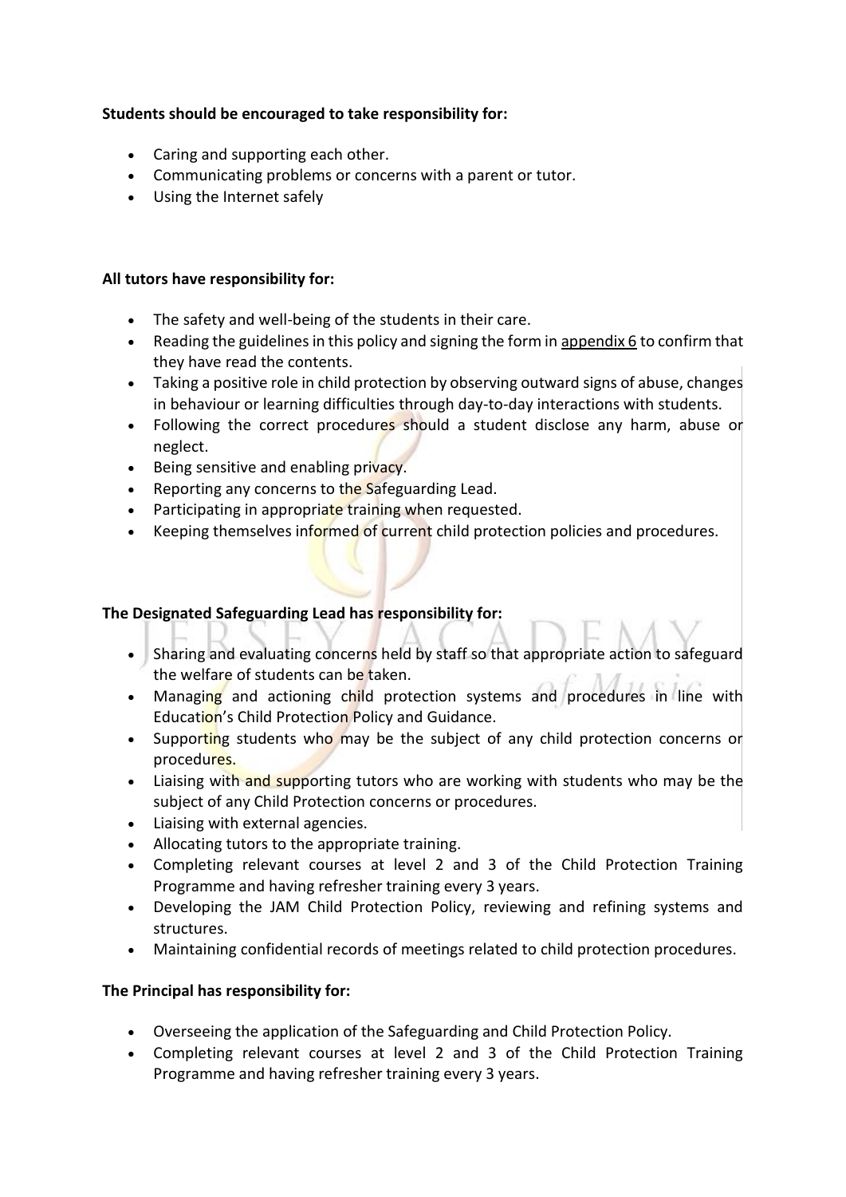**Students should be encouraged to take responsibility for:**

- Caring and supporting each other.
- Communicating problems or concerns with a parent or tutor.
- Using the Internet safely

**All tutors have responsibility for:**

- The safety and well-being of the students in their care.
- Reading the guidelines in this policy and signing the form in appendix 6 to confirm that they have read the contents.
- Taking a positive role in child protection by observing outward signs of abuse, changes in behaviour or learning difficulties through day-to-day interactions with students.
- Following the correct procedures should a student disclose any harm, abuse or neglect.
- Being sensitive and enabling privacy.
- Reporting any concerns to the Safeguarding Lead.
- Participating in appropriate training when requested.
- Keeping themselves informed of current child protection policies and procedures.

**The Designated Safeguarding Lead has responsibility for:**

- Sharing and evaluating concerns held by staff so that appropriate action to safeguard the welfare of students can be taken.
- Managing and actioning child protection systems and procedures in line with Education's Child Protection Policy and Guidance.
- Supporting students who may be the subject of any child protection concerns or procedures.
- Liaising with and supporting tutors who are working with students who may be the subject of any Child Protection concerns or procedures.
- Liaising with external agencies.
- Allocating tutors to the appropriate training.
- Completing relevant courses at level 2 and 3 of the Child Protection Training Programme and having refresher training every 3 years.
- Developing the JAM Child Protection Policy, reviewing and refining systems and structures.
- Maintaining confidential records of meetings related to child protection procedures.

**The Principal has responsibility for:**

- Overseeing the application of the Safeguarding and Child Protection Policy.
- Completing relevant courses at level 2 and 3 of the Child Protection Training Programme and having refresher training every 3 years.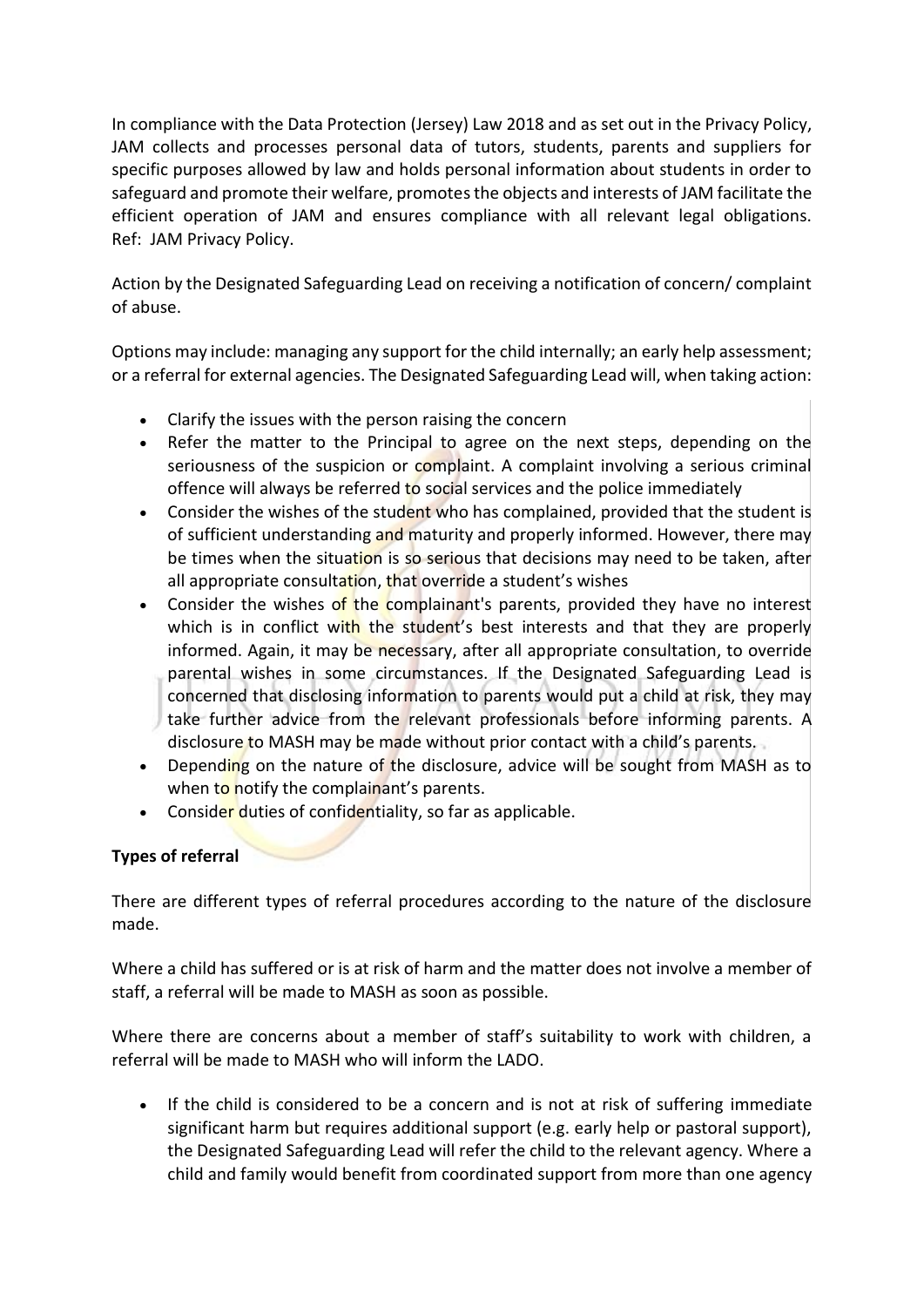In compliance with the Data Protection (Jersey) Law 2018 and as set out in the Privacy Policy, JAM collects and processes personal data of tutors, students, parents and suppliers for specific purposes allowed by law and holds personal information about students in order to safeguard and promote their welfare, promotes the objects and interests of JAM facilitate the efficient operation of JAM and ensures compliance with all relevant legal obligations. Ref: JAM Privacy Policy.

Action by the Designated Safeguarding Lead on receiving a notification of concern/ complaint of abuse.

Options may include: managing any support for the child internally; an early help assessment; or a referral for external agencies. The Designated Safeguarding Lead will, when taking action:

- Clarify the issues with the person raising the concern
- Refer the matter to the Principal to agree on the next steps, depending on the seriousness of the suspicion or complaint. A complaint involving a serious criminal offence will always be referred to social services and the police immediately
- Consider the wishes of the student who has complained, provided that the student is of sufficient understanding and maturity and properly informed. However, there may be times when the situation is so serious that decisions may need to be taken, after all appropriate consultation, that override a student's wishes
- Consider the wishes of the complainant's parents, provided they have no interest which is in conflict with the student's best interests and that they are properly informed. Again, it may be necessary, after all appropriate consultation, to override parental wishes in some circumstances. If the Designated Safeguarding Lead is concerned that disclosing information to parents would put a child at risk, they may take further advice from the relevant professionals before informing parents. A disclosure to MASH may be made without prior contact with a child's parents.
- Depending on the nature of the disclosure, advice will be sought from MASH as to when to notify the complainant's parents.
- Consider duties of confidentiality, so far as applicable.

**Types of referral**

There are different types of referral procedures according to the nature of the disclosure made.

Where a child has suffered or is at risk of harm and the matter does not involve a member of staff, a referral will be made to MASH as soon as possible.

Where there are concerns about a member of staff's suitability to work with children, a referral will be made to MASH who will inform the LADO.

- If the child is considered to be a concern and is not at risk of suffering immediate significant harm but requires additional support (e.g. early help or pastoral support), the Designated Safeguarding Lead will refer the child to the relevant agency. Where a child and family would benefit from coordinated support from more than one agency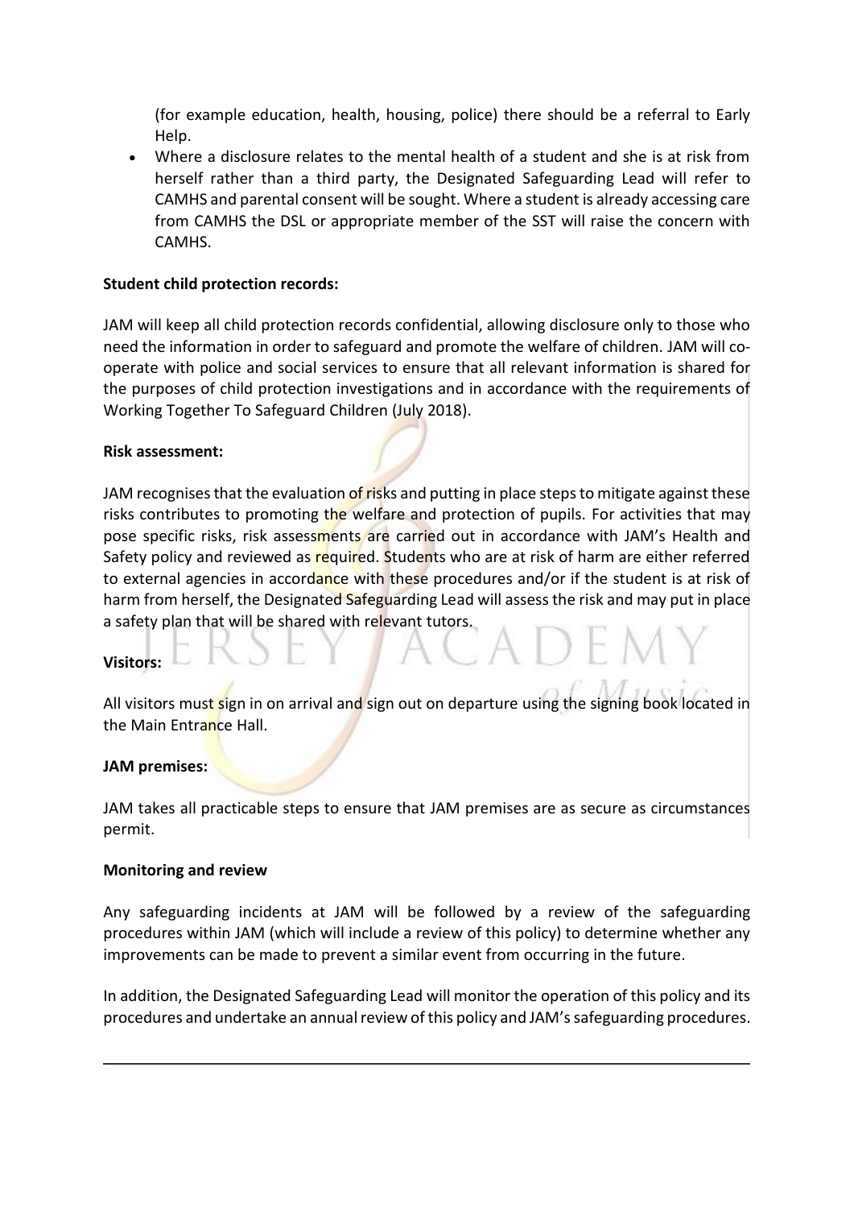(for example education, health, housing, police) there should be a referral to Early Help.

- Where a disclosure relates to the mental health of a student and she is at risk from herself rather than a third party, the Designated Safeguarding Lead will refer to CAMHS and parental consent will be sought. Where a student is already accessing care from CAMHS the DSL or appropriate member of the SST will raise the concern with CAMHS.

**Student child protection records:**

JAM will keep all child protection records confidential, allowing disclosure only to those who need the information in order to safeguard and promote the welfare of children. JAM will co-operate with police and social services to ensure that all relevant information is shared for the purposes of child protection investigations and in accordance with the requirements of Working Together To Safeguard Children (July 2018).

**Risk assessment:**

JAM recognises that the evaluation of risks and putting in place steps to mitigate against these risks contributes to promoting the welfare and protection of pupils. For activities that may pose specific risks, risk assessments are carried out in accordance with JAM's Health and Safety policy and reviewed as required. Students who are at risk of harm are either referred to external agencies in accordance with these procedures and/or if the student is at risk of harm from herself, the Designated Safeguarding Lead will assess the risk and may put in place a safety plan that will be shared with relevant tutors.

**Visitors:**

All visitors must sign in on arrival and sign out on departure using the signing book located in the Main Entrance Hall.

**JAM premises:**

JAM takes all practicable steps to ensure that JAM premises are as secure as circumstances permit.

**Monitoring and review**

Any safeguarding incidents at JAM will be followed by a review of the safeguarding procedures within JAM (which will include a review of this policy) to determine whether any improvements can be made to prevent a similar event from occurring in the future.

In addition, the Designated Safeguarding Lead will monitor the operation of this policy and its procedures and undertake an annual review of this policy and JAM's safeguarding procedures.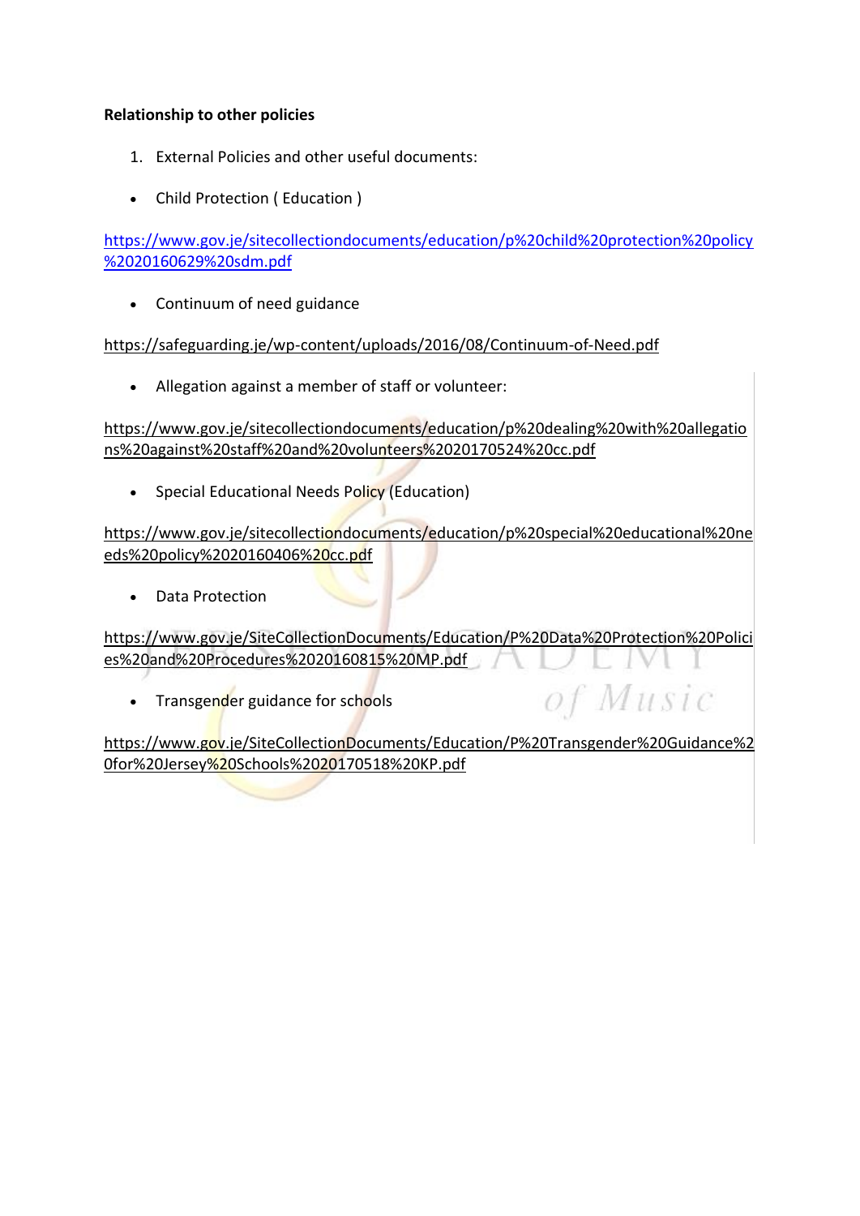**Relationship to other policies**

1. External Policies and other useful documents:

- Child Protection ( Education )

https://www.gov.je/sitecollectiondocuments/education/p%20child%20protection%20policy%2020160629%20sdm.pdf

- Continuum of need guidance

https://safeguarding.je/wp-content/uploads/2016/08/Continuum-of-Need.pdf

- Allegation against a member of staff or volunteer:

https://www.gov.je/sitecollectiondocuments/education/p%20dealing%20with%20allegations%20against%20staff%20and%20volunteers%2020170524%20cc.pdf

- Special Educational Needs Policy (Education)

https://www.gov.je/sitecollectiondocuments/education/p%20special%20educational%20needs%20policy%2020160406%20cc.pdf

- Data Protection

https://www.gov.je/SiteCollectionDocuments/Education/P%20Data%20Protection%20Policies%20and%20Procedures%2020160815%20MP.pdf

- Transgender guidance for schools

https://www.gov.je/SiteCollectionDocuments/Education/P%20Transgender%20Guidance%20for%20Jersey%20Schools%2020170518%20KP.pdf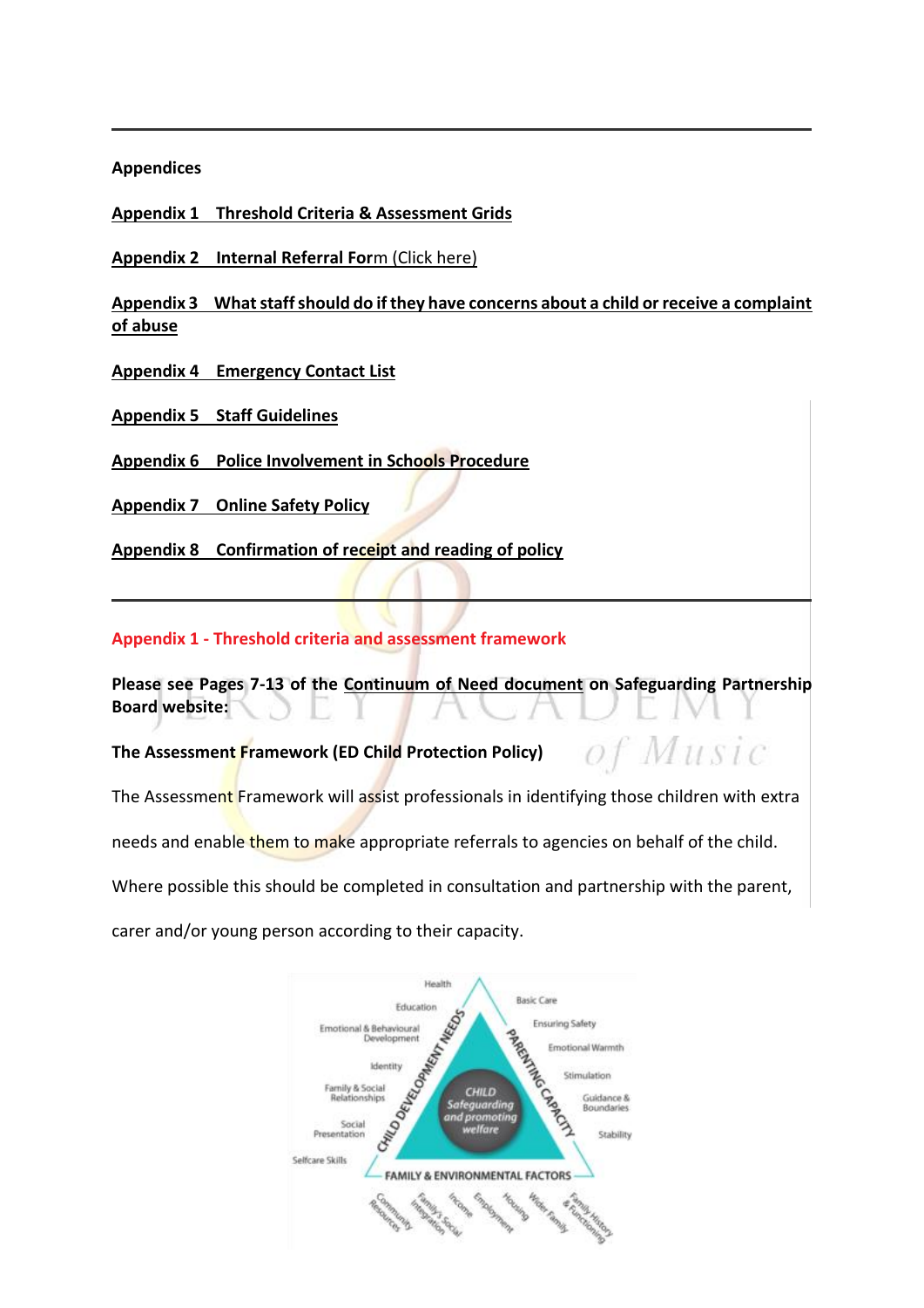## Appendices

**Appendix 1 Threshold Criteria & Assessment Grids**

**Appendix 2 Internal Referral Form** (Click here)

**Appendix 3 What staff should do if they have concerns about a child or receive a complaint of abuse**

**Appendix 4 Emergency Contact List**

**Appendix 5 Staff Guidelines**

**Appendix 6 Police Involvement in Schools Procedure**

**Appendix 7 Online Safety Policy**

**Appendix 8 Confirmation of receipt and reading of policy**

---

## Appendix 1 - Threshold criteria and assessment framework

**Please see Pages 7-13 of the Continuum of Need document on Safeguarding Partnership Board website:**

**The Assessment Framework (ED Child Protection Policy)**

The Assessment Framework will assist professionals in identifying those children with extra needs and enable them to make appropriate referrals to agencies on behalf of the child. Where possible this should be completed in consultation and partnership with the parent, carer and/or young person according to their capacity.

CHILD DEVELOPMENT NEEDS: Health, Education, Emotional & Behavioural Development, Identity, Family & Social Relationships, Social Presentation, Selfcare Skills

PARENTING CAPACITY: Basic Care, Ensuring Safety, Emotional Warmth, Stimulation, Guidance & Boundaries, Stability

CHILD Safeguarding and promoting welfare

FAMILY & ENVIRONMENTAL FACTORS: Community Resources, Family's Social Integration, Income, Employment, Housing, Wider Family, Family History & Functioning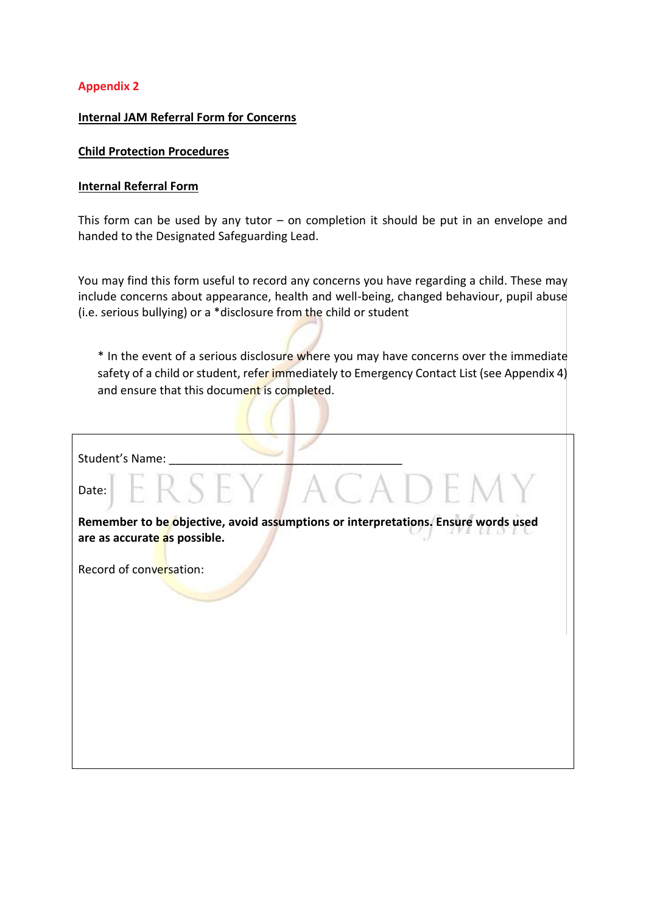**Appendix 2**

**Internal JAM Referral Form for Concerns**

**Child Protection Procedures**

**Internal Referral Form**

This form can be used by any tutor – on completion it should be put in an envelope and handed to the Designated Safeguarding Lead.

You may find this form useful to record any concerns you have regarding a child. These may include concerns about appearance, health and well-being, changed behaviour, pupil abuse (i.e. serious bullying) or a *disclosure from the child or student

> * In the event of a serious disclosure where you may have concerns over the immediate safety of a child or student, refer immediately to Emergency Contact List (see Appendix 4) and ensure that this document is completed.

Student's Name: ____________________________________

Date:

**Remember to be objective, avoid assumptions or interpretations. Ensure words used are as accurate as possible.**

Record of conversation: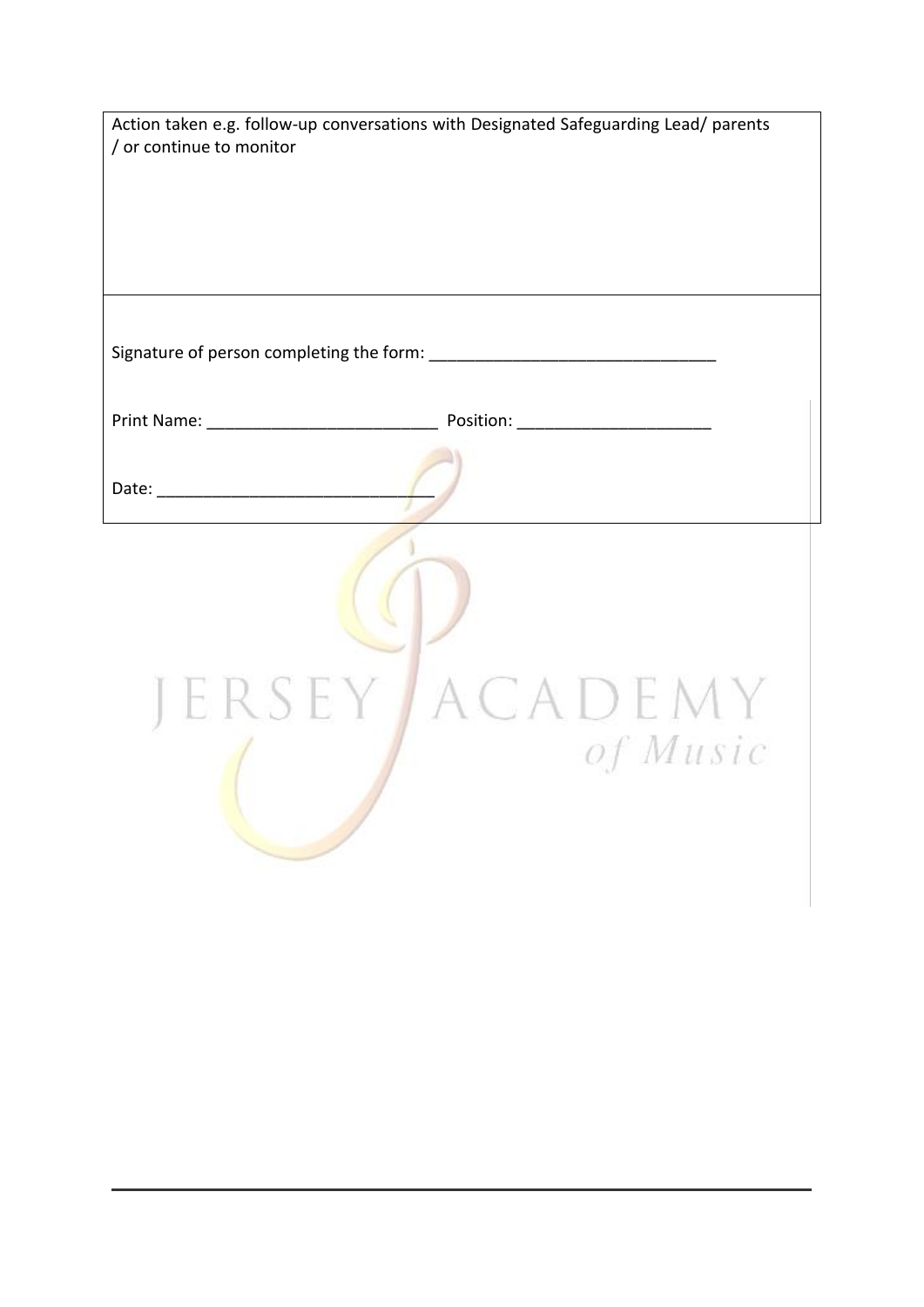| Action taken e.g. follow-up conversations with Designated Safeguarding Lead/ parents / or continue to monitor |
| --- |
| Signature of person completing the form: _______________________________<br><br>Print Name: _________________________ Position: _____________________<br><br>Date: _____________________________ |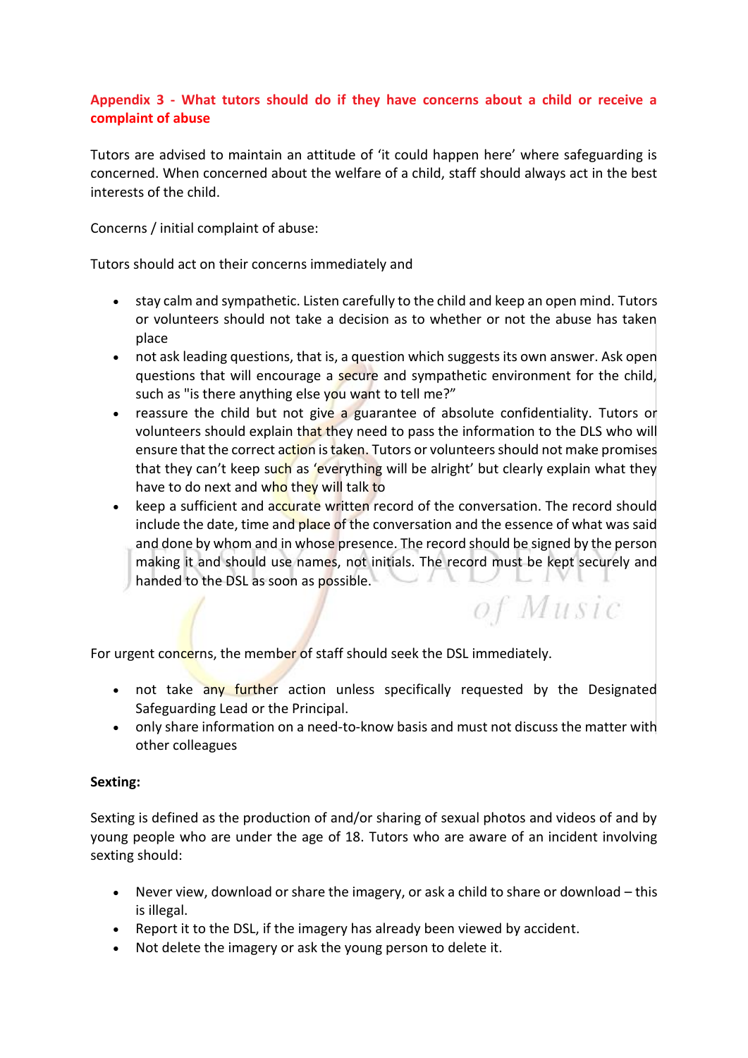**Appendix 3 - What tutors should do if they have concerns about a child or receive a complaint of abuse**

Tutors are advised to maintain an attitude of 'it could happen here' where safeguarding is concerned. When concerned about the welfare of a child, staff should always act in the best interests of the child.

Concerns / initial complaint of abuse:

Tutors should act on their concerns immediately and

- stay calm and sympathetic. Listen carefully to the child and keep an open mind. Tutors or volunteers should not take a decision as to whether or not the abuse has taken place
- not ask leading questions, that is, a question which suggests its own answer. Ask open questions that will encourage a secure and sympathetic environment for the child, such as "is there anything else you want to tell me?"
- reassure the child but not give a guarantee of absolute confidentiality. Tutors or volunteers should explain that they need to pass the information to the DLS who will ensure that the correct action is taken. Tutors or volunteers should not make promises that they can't keep such as 'everything will be alright' but clearly explain what they have to do next and who they will talk to
- keep a sufficient and accurate written record of the conversation. The record should include the date, time and place of the conversation and the essence of what was said and done by whom and in whose presence. The record should be signed by the person making it and should use names, not initials. The record must be kept securely and handed to the DSL as soon as possible.

For urgent concerns, the member of staff should seek the DSL immediately.

- not take any further action unless specifically requested by the Designated Safeguarding Lead or the Principal.
- only share information on a need-to-know basis and must not discuss the matter with other colleagues

**Sexting:**

Sexting is defined as the production of and/or sharing of sexual photos and videos of and by young people who are under the age of 18. Tutors who are aware of an incident involving sexting should:

- Never view, download or share the imagery, or ask a child to share or download – this is illegal.
- Report it to the DSL, if the imagery has already been viewed by accident.
- Not delete the imagery or ask the young person to delete it.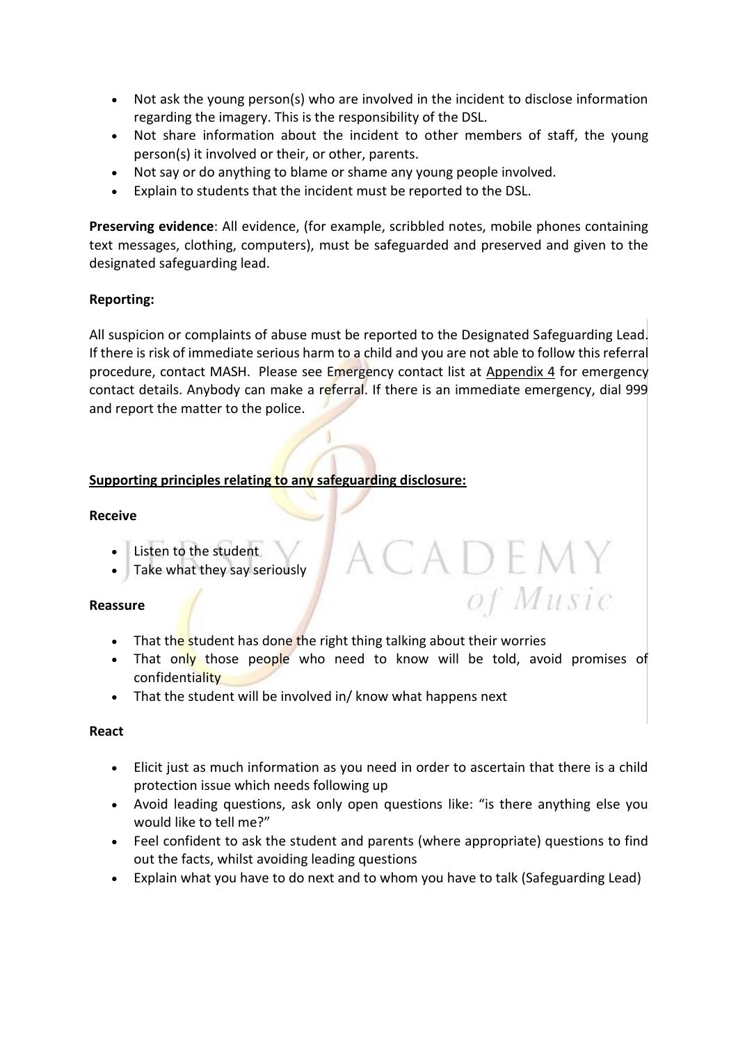- Not ask the young person(s) who are involved in the incident to disclose information regarding the imagery. This is the responsibility of the DSL.
- Not share information about the incident to other members of staff, the young person(s) it involved or their, or other, parents.
- Not say or do anything to blame or shame any young people involved.
- Explain to students that the incident must be reported to the DSL.

**Preserving evidence**: All evidence, (for example, scribbled notes, mobile phones containing text messages, clothing, computers), must be safeguarded and preserved and given to the designated safeguarding lead.

**Reporting:**

All suspicion or complaints of abuse must be reported to the Designated Safeguarding Lead. If there is risk of immediate serious harm to a child and you are not able to follow this referral procedure, contact MASH. Please see Emergency contact list at Appendix 4 for emergency contact details. Anybody can make a referral. If there is an immediate emergency, dial 999 and report the matter to the police.

**Supporting principles relating to any safeguarding disclosure:**

**Receive**

- Listen to the student
- Take what they say seriously

**Reassure**

- That the student has done the right thing talking about their worries
- That only those people who need to know will be told, avoid promises of confidentiality
- That the student will be involved in/ know what happens next

**React**

- Elicit just as much information as you need in order to ascertain that there is a child protection issue which needs following up
- Avoid leading questions, ask only open questions like: "is there anything else you would like to tell me?"
- Feel confident to ask the student and parents (where appropriate) questions to find out the facts, whilst avoiding leading questions
- Explain what you have to do next and to whom you have to talk (Safeguarding Lead)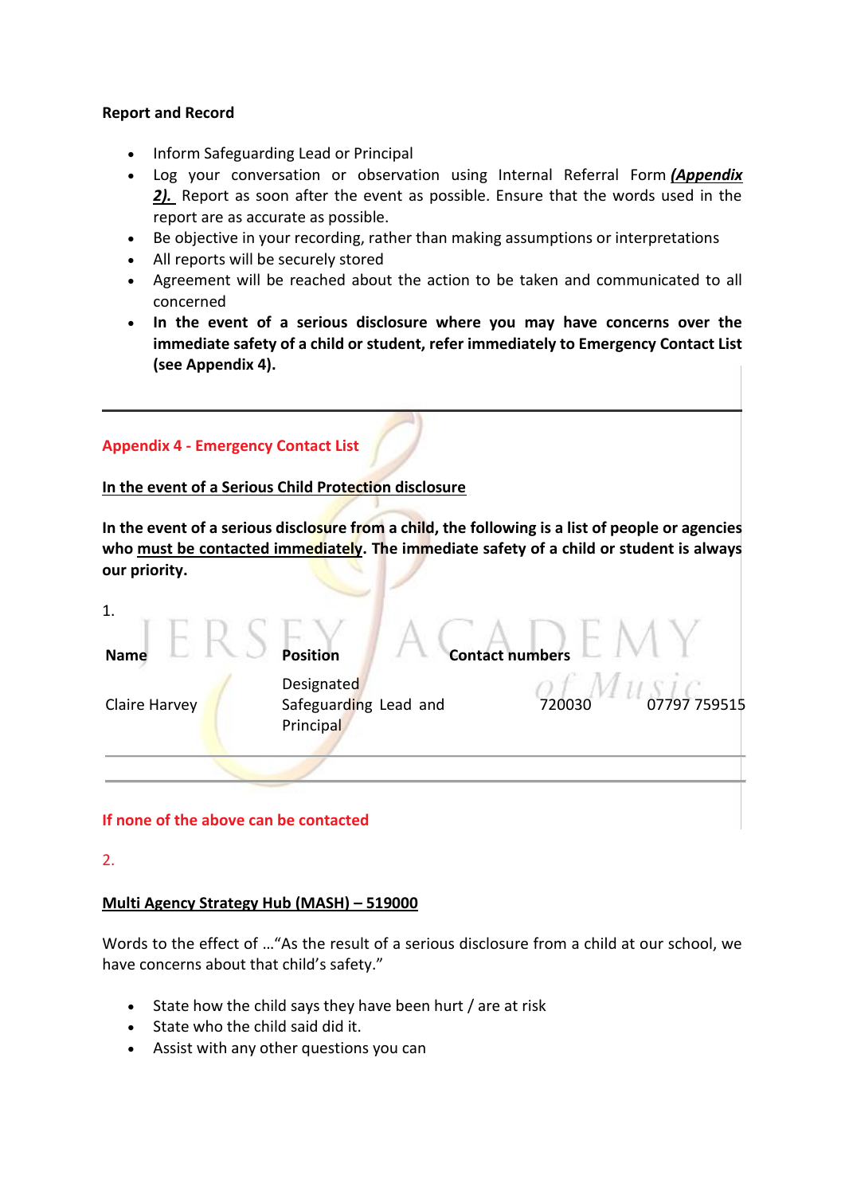**Report and Record**

- Inform Safeguarding Lead or Principal
- Log your conversation or observation using Internal Referral Form ***(Appendix 2).*** Report as soon after the event as possible. Ensure that the words used in the report are as accurate as possible.
- Be objective in your recording, rather than making assumptions or interpretations
- All reports will be securely stored
- Agreement will be reached about the action to be taken and communicated to all concerned
- **In the event of a serious disclosure where you may have concerns over the immediate safety of a child or student, refer immediately to Emergency Contact List (see Appendix 4).**

---

## Appendix 4 - Emergency Contact List

**In the event of a Serious Child Protection disclosure**

**In the event of a serious disclosure from a child, the following is a list of people or agencies who must be contacted immediately. The immediate safety of a child or student is always our priority.**

1.

| Name | Position | Contact numbers | |
|---|---|---|---|
| Claire Harvey | Designated Safeguarding Lead and Principal | 720030 | 07797 759515 |

**If none of the above can be contacted**

2.

**Multi Agency Strategy Hub (MASH) – 519000**

Words to the effect of …"As the result of a serious disclosure from a child at our school, we have concerns about that child's safety."

- State how the child says they have been hurt / are at risk
- State who the child said did it.
- Assist with any other questions you can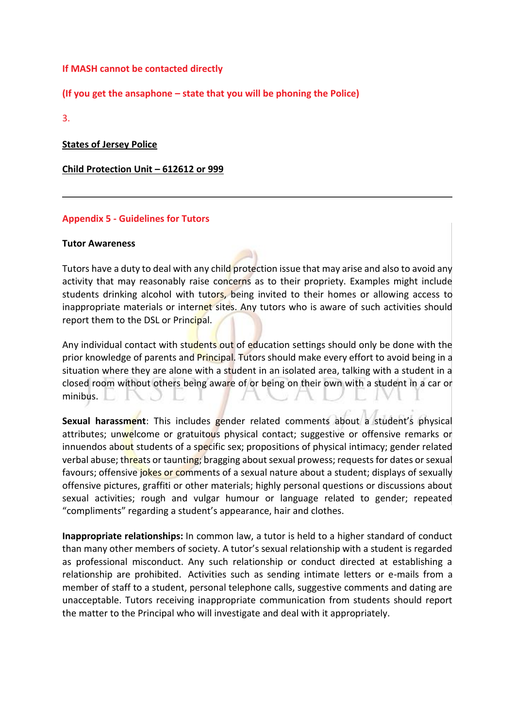**If MASH cannot be contacted directly**

**(If you get the ansaphone – state that you will be phoning the Police)**

3.

**States of Jersey Police**

**Child Protection Unit – 612612 or 999**

---

## Appendix 5 - Guidelines for Tutors

**Tutor Awareness**

Tutors have a duty to deal with any child protection issue that may arise and also to avoid any activity that may reasonably raise concerns as to their propriety. Examples might include students drinking alcohol with tutors, being invited to their homes or allowing access to inappropriate materials or internet sites. Any tutors who is aware of such activities should report them to the DSL or Principal.

Any individual contact with students out of education settings should only be done with the prior knowledge of parents and Principal. Tutors should make every effort to avoid being in a situation where they are alone with a student in an isolated area, talking with a student in a closed room without others being aware of or being on their own with a student in a car or minibus.

**Sexual harassment**: This includes gender related comments about a student's physical attributes; unwelcome or gratuitous physical contact; suggestive or offensive remarks or innuendos about students of a specific sex; propositions of physical intimacy; gender related verbal abuse; threats or taunting; bragging about sexual prowess; requests for dates or sexual favours; offensive jokes or comments of a sexual nature about a student; displays of sexually offensive pictures, graffiti or other materials; highly personal questions or discussions about sexual activities; rough and vulgar humour or language related to gender; repeated "compliments" regarding a student's appearance, hair and clothes.

**Inappropriate relationships:** In common law, a tutor is held to a higher standard of conduct than many other members of society. A tutor's sexual relationship with a student is regarded as professional misconduct. Any such relationship or conduct directed at establishing a relationship are prohibited. Activities such as sending intimate letters or e-mails from a member of staff to a student, personal telephone calls, suggestive comments and dating are unacceptable. Tutors receiving inappropriate communication from students should report the matter to the Principal who will investigate and deal with it appropriately.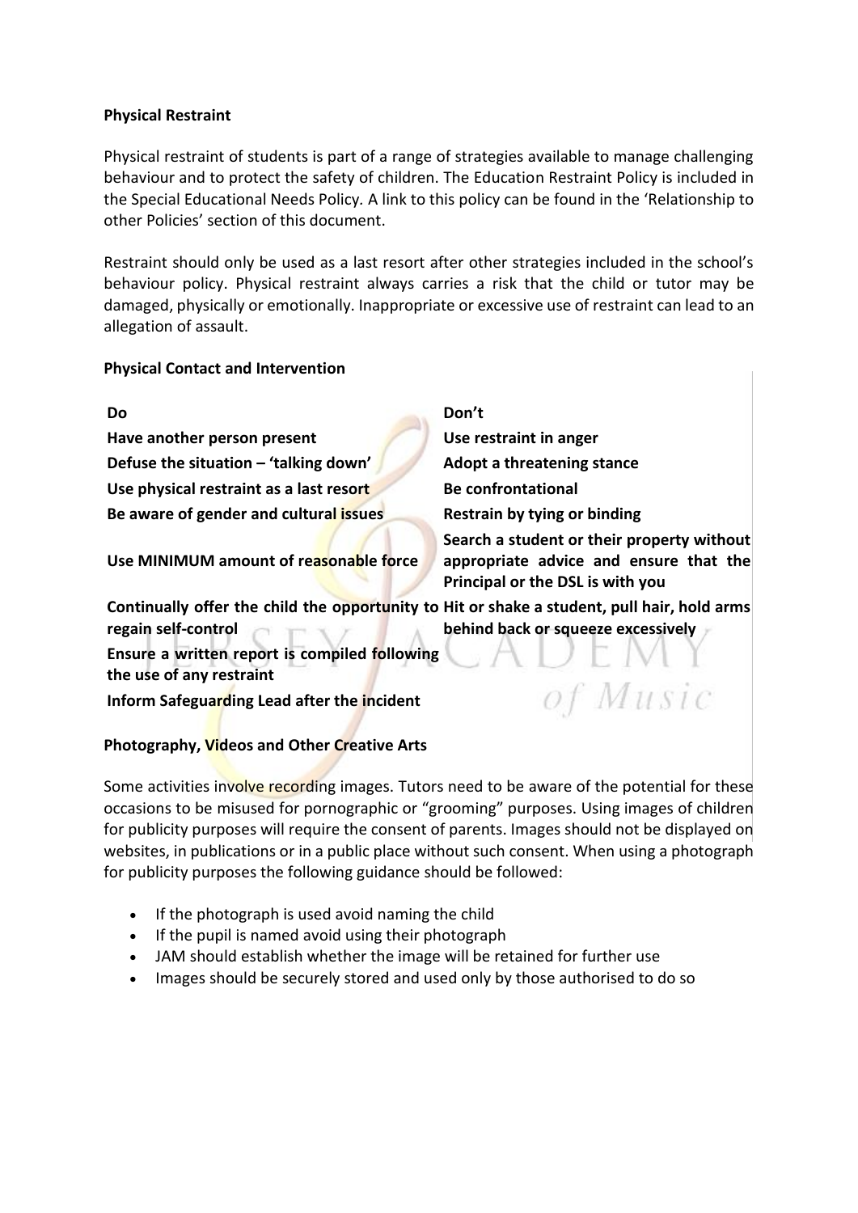**Physical Restraint**

Physical restraint of students is part of a range of strategies available to manage challenging behaviour and to protect the safety of children. The Education Restraint Policy is included in the Special Educational Needs Policy. A link to this policy can be found in the 'Relationship to other Policies' section of this document.

Restraint should only be used as a last resort after other strategies included in the school's behaviour policy. Physical restraint always carries a risk that the child or tutor may be damaged, physically or emotionally. Inappropriate or excessive use of restraint can lead to an allegation of assault.

**Physical Contact and Intervention**

| Do | Don't |
|---|---|
| **Have another person present** | **Use restraint in anger** |
| **Defuse the situation – 'talking down'** | **Adopt a threatening stance** |
| **Use physical restraint as a last resort** | **Be confrontational** |
| **Be aware of gender and cultural issues** | **Restrain by tying or binding** |
| **Use MINIMUM amount of reasonable force** | **Search a student or their property without appropriate advice and ensure that the Principal or the DSL is with you** |
| **Continually offer the child the opportunity to regain self-control** | **Hit or shake a student, pull hair, hold arms behind back or squeeze excessively** |
| **Ensure a written report is compiled following the use of any restraint** | |
| **Inform Safeguarding Lead after the incident** | |

**Photography, Videos and Other Creative Arts**

Some activities involve recording images. Tutors need to be aware of the potential for these occasions to be misused for pornographic or "grooming" purposes. Using images of children for publicity purposes will require the consent of parents. Images should not be displayed on websites, in publications or in a public place without such consent. When using a photograph for publicity purposes the following guidance should be followed:

- If the photograph is used avoid naming the child
- If the pupil is named avoid using their photograph
- JAM should establish whether the image will be retained for further use
- Images should be securely stored and used only by those authorised to do so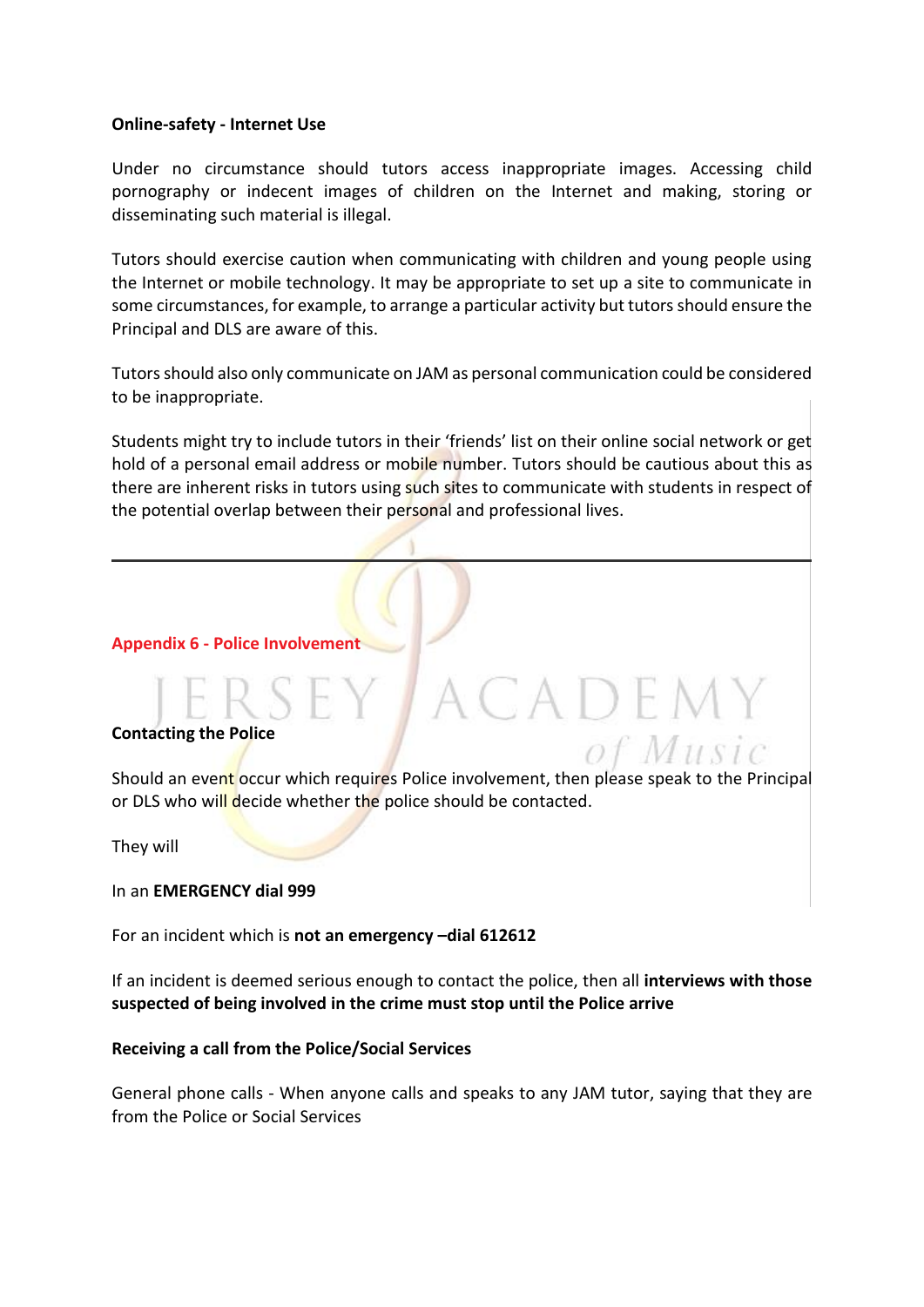**Online-safety - Internet Use**

Under no circumstance should tutors access inappropriate images. Accessing child pornography or indecent images of children on the Internet and making, storing or disseminating such material is illegal.

Tutors should exercise caution when communicating with children and young people using the Internet or mobile technology. It may be appropriate to set up a site to communicate in some circumstances, for example, to arrange a particular activity but tutors should ensure the Principal and DLS are aware of this.

Tutors should also only communicate on JAM as personal communication could be considered to be inappropriate.

Students might try to include tutors in their 'friends' list on their online social network or get hold of a personal email address or mobile number. Tutors should be cautious about this as there are inherent risks in tutors using such sites to communicate with students in respect of the potential overlap between their personal and professional lives.

---

## Appendix 6 - Police Involvement

**Contacting the Police**

Should an event occur which requires Police involvement, then please speak to the Principal or DLS who will decide whether the police should be contacted.

They will

In an **EMERGENCY dial 999**

For an incident which is **not an emergency –dial 612612**

If an incident is deemed serious enough to contact the police, then all **interviews with those suspected of being involved in the crime must stop until the Police arrive**

**Receiving a call from the Police/Social Services**

General phone calls - When anyone calls and speaks to any JAM tutor, saying that they are from the Police or Social Services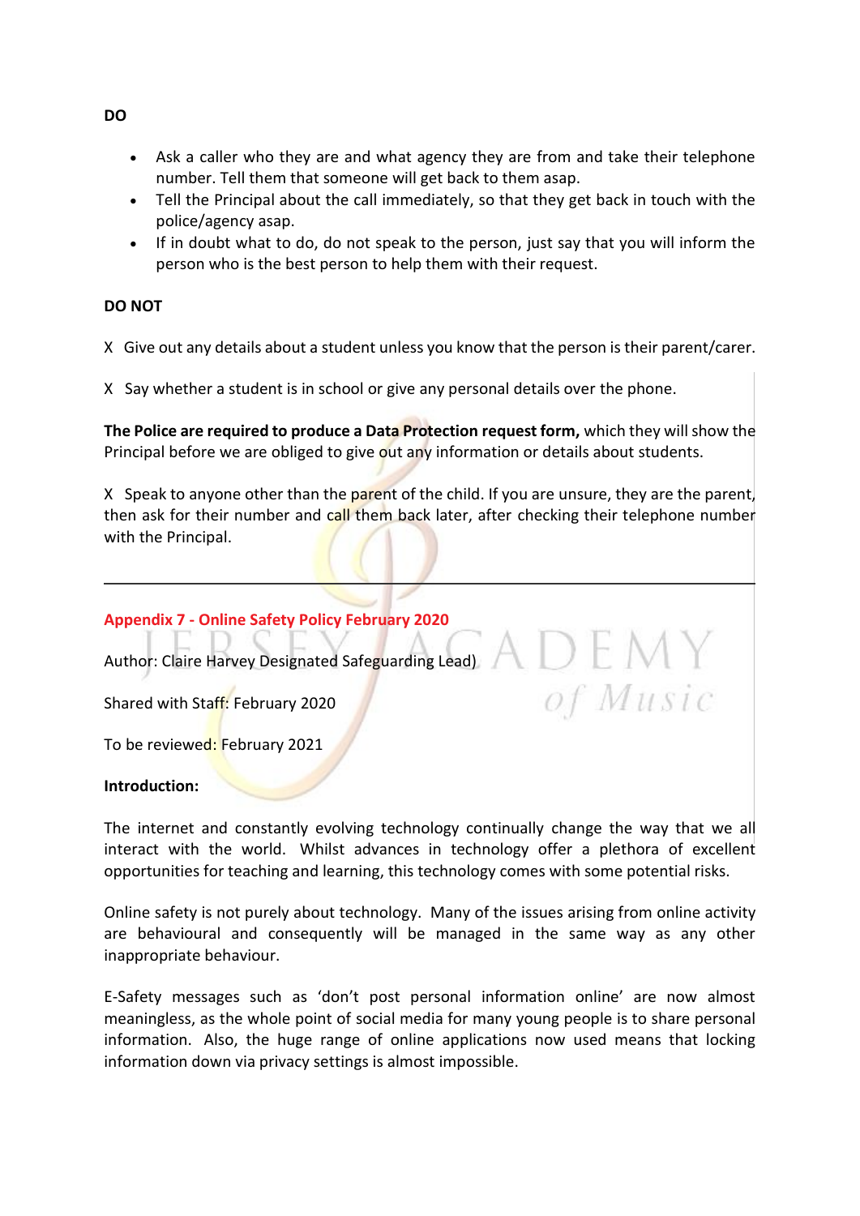**DO**

- Ask a caller who they are and what agency they are from and take their telephone number. Tell them that someone will get back to them asap.
- Tell the Principal about the call immediately, so that they get back in touch with the police/agency asap.
- If in doubt what to do, do not speak to the person, just say that you will inform the person who is the best person to help them with their request.

**DO NOT**

X Give out any details about a student unless you know that the person is their parent/carer.

X Say whether a student is in school or give any personal details over the phone.

**The Police are required to produce a Data Protection request form,** which they will show the Principal before we are obliged to give out any information or details about students.

X Speak to anyone other than the parent of the child. If you are unsure, they are the parent, then ask for their number and call them back later, after checking their telephone number with the Principal.

---

## Appendix 7 - Online Safety Policy February 2020

Author: Claire Harvey Designated Safeguarding Lead)

Shared with Staff: February 2020

To be reviewed: February 2021

**Introduction:**

The internet and constantly evolving technology continually change the way that we all interact with the world. Whilst advances in technology offer a plethora of excellent opportunities for teaching and learning, this technology comes with some potential risks.

Online safety is not purely about technology. Many of the issues arising from online activity are behavioural and consequently will be managed in the same way as any other inappropriate behaviour.

E-Safety messages such as 'don't post personal information online' are now almost meaningless, as the whole point of social media for many young people is to share personal information. Also, the huge range of online applications now used means that locking information down via privacy settings is almost impossible.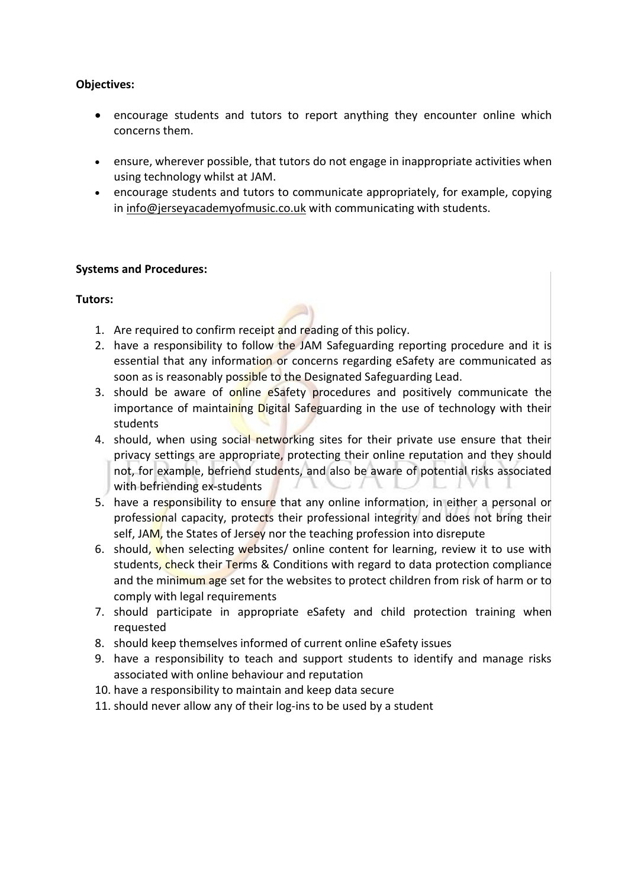**Objectives:**

- encourage students and tutors to report anything they encounter online which concerns them.
- ensure, wherever possible, that tutors do not engage in inappropriate activities when using technology whilst at JAM.
- encourage students and tutors to communicate appropriately, for example, copying in info@jerseyacademyofmusic.co.uk with communicating with students.

**Systems and Procedures:**

**Tutors:**

1. Are required to confirm receipt and reading of this policy.
2. have a responsibility to follow the JAM Safeguarding reporting procedure and it is essential that any information or concerns regarding eSafety are communicated as soon as is reasonably possible to the Designated Safeguarding Lead.
3. should be aware of online eSafety procedures and positively communicate the importance of maintaining Digital Safeguarding in the use of technology with their students
4. should, when using social networking sites for their private use ensure that their privacy settings are appropriate, protecting their online reputation and they should not, for example, befriend students, and also be aware of potential risks associated with befriending ex-students
5. have a responsibility to ensure that any online information, in either a personal or professional capacity, protects their professional integrity and does not bring their self, JAM, the States of Jersey nor the teaching profession into disrepute
6. should, when selecting websites/ online content for learning, review it to use with students, check their Terms & Conditions with regard to data protection compliance and the minimum age set for the websites to protect children from risk of harm or to comply with legal requirements
7. should participate in appropriate eSafety and child protection training when requested
8. should keep themselves informed of current online eSafety issues
9. have a responsibility to teach and support students to identify and manage risks associated with online behaviour and reputation
10. have a responsibility to maintain and keep data secure
11. should never allow any of their log-ins to be used by a student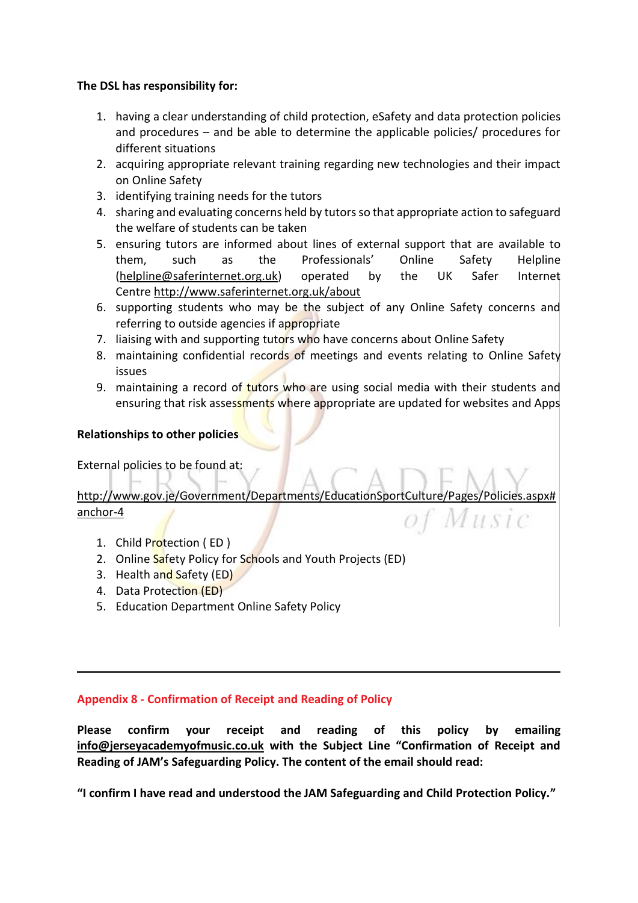**The DSL has responsibility for:**

1. having a clear understanding of child protection, eSafety and data protection policies and procedures – and be able to determine the applicable policies/ procedures for different situations
2. acquiring appropriate relevant training regarding new technologies and their impact on Online Safety
3. identifying training needs for the tutors
4. sharing and evaluating concerns held by tutors so that appropriate action to safeguard the welfare of students can be taken
5. ensuring tutors are informed about lines of external support that are available to them, such as the Professionals' Online Safety Helpline (helpline@saferinternet.org.uk) operated by the UK Safer Internet Centre http://www.saferinternet.org.uk/about
6. supporting students who may be the subject of any Online Safety concerns and referring to outside agencies if appropriate
7. liaising with and supporting tutors who have concerns about Online Safety
8. maintaining confidential records of meetings and events relating to Online Safety issues
9. maintaining a record of tutors who are using social media with their students and ensuring that risk assessments where appropriate are updated for websites and Apps

**Relationships to other policies**

External policies to be found at:

http://www.gov.je/Government/Departments/EducationSportCulture/Pages/Policies.aspx#anchor-4

1. Child Protection ( ED )
2. Online Safety Policy for Schools and Youth Projects (ED)
3. Health and Safety (ED)
4. Data Protection (ED)
5. Education Department Online Safety Policy

---

## Appendix 8 - Confirmation of Receipt and Reading of Policy

**Please confirm your receipt and reading of this policy by emailing info@jerseyacademyofmusic.co.uk with the Subject Line "Confirmation of Receipt and Reading of JAM's Safeguarding Policy. The content of the email should read:**

**"I confirm I have read and understood the JAM Safeguarding and Child Protection Policy."**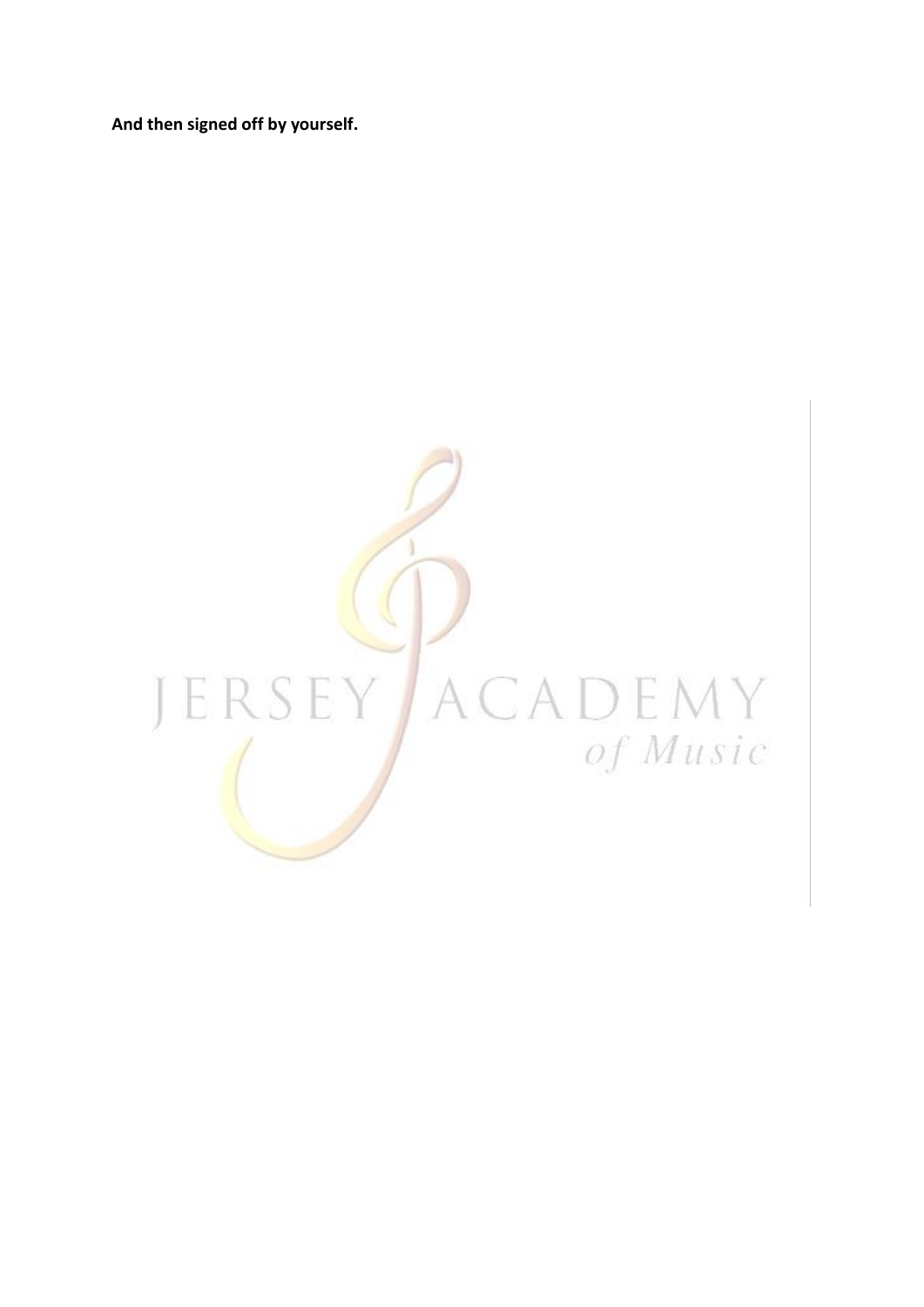**And then signed off by yourself.**